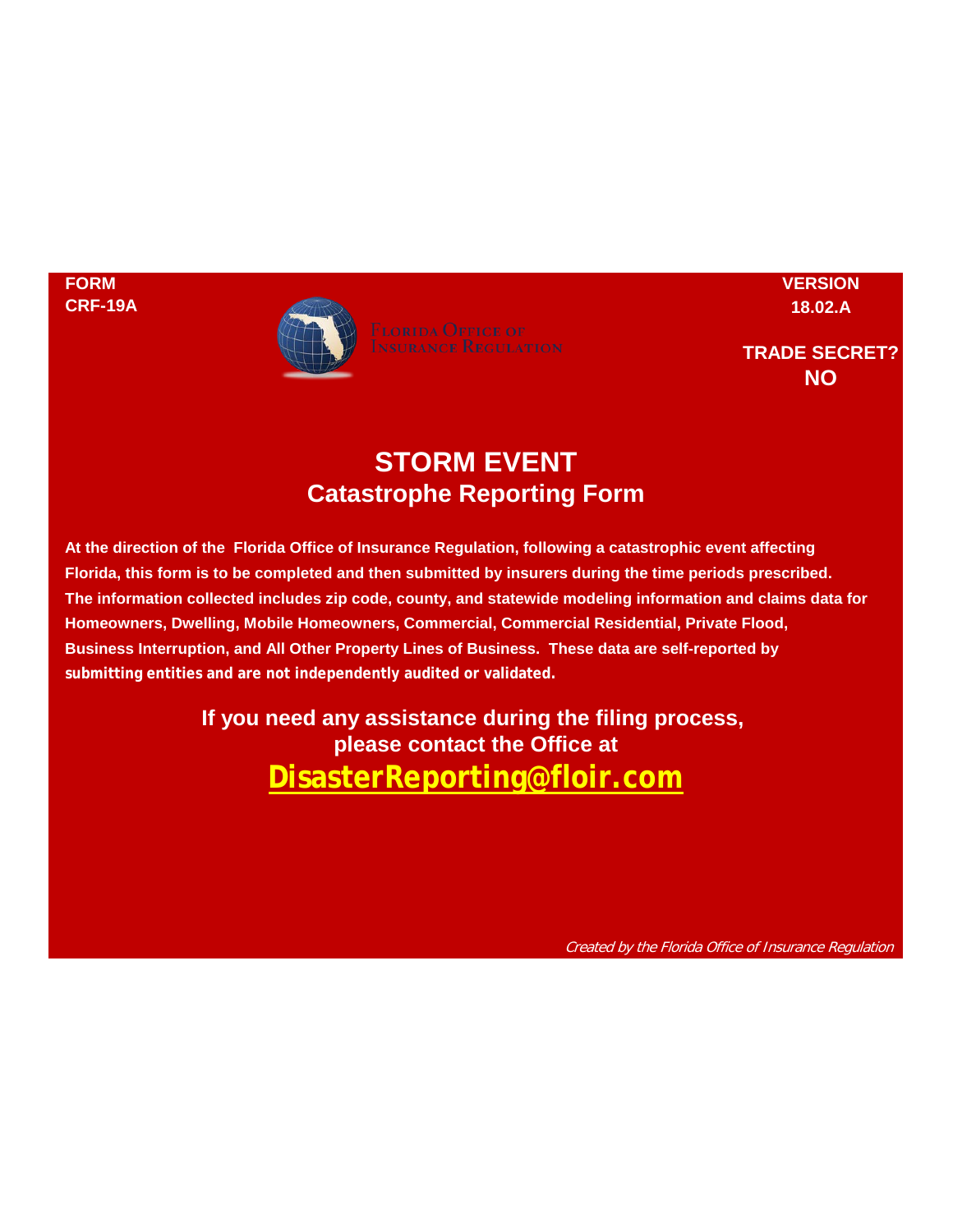**FORM**
**CRF-19A**

Florida Office of Insurance Regulation

**VERSION**
**18.02.A**

**TRADE SECRET?**
**NO**

# STORM EVENT

## Catastrophe Reporting Form

**At the direction of the Florida Office of Insurance Regulation, following a catastrophic event affecting Florida, this form is to be completed and then submitted by insurers during the time periods prescribed. The information collected includes zip code, county, and statewide modeling information and claims data for Homeowners, Dwelling, Mobile Homeowners, Commercial, Commercial Residential, Private Flood, Business Interruption, and All Other Property Lines of Business. These data are self-reported by submitting entities and are not independently audited or validated.**

**If you need any assistance during the filing process, please contact the Office at**

**DisasterReporting@floir.com**

*Created by the Florida Office of Insurance Regulation*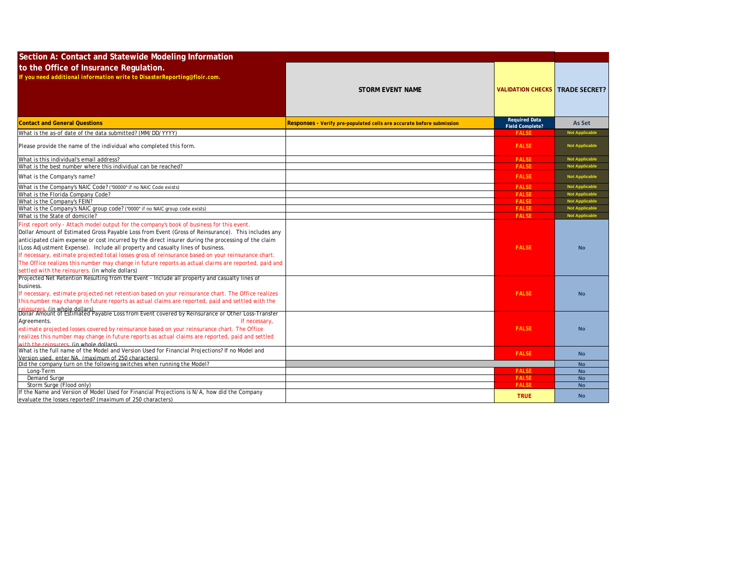## Section A: Contact and Statewide Modeling Information to the Office of Insurance Regulation.

**If you need additional information write to DisasterReporting@floir.com.**

| | STORM EVENT NAME | VALIDATION CHECKS | TRADE SECRET? |
|---|---|---|---|
| **Contact and General Questions** | **Responses - Verify pre-populated cells are accurate before submission** | **Required Data Field Complete?** | **As Set** |
| What is the as-of date of the data submitted? (MM/DD/YYYY) | | FALSE | Not Applicable |
| Please provide the name of the individual who completed this form. | | FALSE | Not Applicable |
| What is this individual's email address? | | FALSE | Not Applicable |
| What is the best number where this individual can be reached? | | FALSE | Not Applicable |
| What is the Company's name? | | FALSE | Not Applicable |
| What is the Company's NAIC Code? ("00000" if no NAIC Code exists) | | FALSE | Not Applicable |
| What is the Florida Company Code? | | FALSE | Not Applicable |
| What is the Company's FEIN? | | FALSE | Not Applicable |
| What is the Company's NAIC group code? ("0000" if no NAIC group code exists) | | FALSE | Not Applicable |
| What is the State of domicile? | | FALSE | Not Applicable |
| First report only - Attach model output for the company's book of business for this event. Dollar Amount of Estimated Gross Payable Loss from Event (Gross of Reinsurance). This includes any anticipated claim expense or cost incurred by the direct insurer during the processing of the claim (Loss Adjustment Expense). Include all property and casualty lines of business. If necessary, estimate projected total losses gross of reinsurance based on your reinsurance chart. The Office realizes this number may change in future reports as actual claims are reported, paid and settled with the reinsurers. (in whole dollars) | | FALSE | No |
| Projected Net Retention Resulting from the Event - Include all property and casualty lines of business. If necessary, estimate projected net retention based on your reinsurance chart. The Office realizes this number may change in future reports as actual claims are reported, paid and settled with the reinsurers. (in whole dollars) | | FALSE | No |
| Dollar Amount of Estimated Payable Loss from Event covered by Reinsurance or Other Loss-Transfer Agreements. If necessary, estimate projected losses covered by reinsurance based on your reinsurance chart. The Office realizes this number may change in future reports as actual claims are reported, paid and settled with the reinsurers. (in whole dollars) | | FALSE | No |
| What is the full name of the Model and Version Used for Financial Projections? If no Model and Version used, enter NA. (maximum of 250 characters) | | FALSE | No |
| Did the company turn on the following switches when running the Model? | | | No |
| Long-Term | | FALSE | No |
| Demand Surge | | FALSE | No |
| Storm Surge (Flood only) | | FALSE | No |
| If the Name and Version of Model Used for Financial Projections is N/A, how did the Company evaluate the losses reported? (maximum of 250 characters) | | TRUE | No |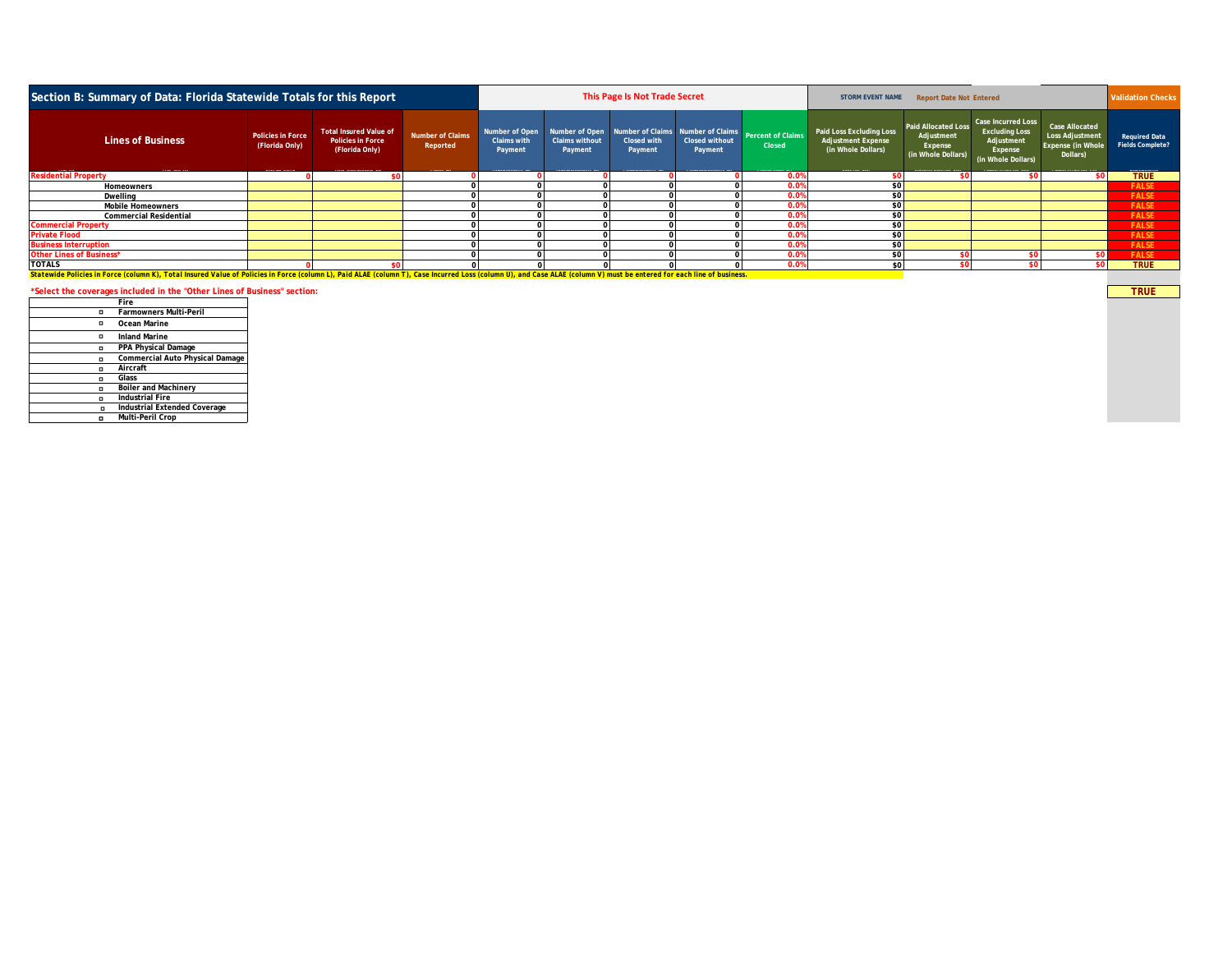## Section B: Summary of Data: Florida Statewide Totals for this Report

**This Page Is Not Trade Secret**

STORM EVENT NAME: Report Date Not Entered

| Lines of Business | Policies in Force (Florida Only) | Total Insured Value of Policies in Force (Florida Only) | Number of Claims Reported | Number of Open Claims with Payment | Number of Open Claims without Payment | Number of Claims Closed with Payment | Number of Claims Closed without Payment | Percent of Claims Closed | Paid Loss Excluding Loss Adjustment Expense (in Whole Dollars) | Paid Allocated Loss Adjustment Expense (in Whole Dollars) | Case Incurred Loss Excluding Loss Adjustment Expense (in Whole Dollars) | Case Allocated Loss Adjustment Expense (in Whole Dollars) | Validation Checks: Required Data Fields Complete? |
|---|---|---|---|---|---|---|---|---|---|---|---|---|---|
| Residential Property | 0 | $0 | 0 | 0 | 0 | 0 | 0 | 0.0% | $0 | $0 | $0 | $0 | TRUE |
| Homeowners | | | 0 | 0 | 0 | 0 | 0 | 0.0% | $0 | | | | FALSE |
| Dwelling | | | 0 | 0 | 0 | 0 | 0 | 0.0% | $0 | | | | FALSE |
| Mobile Homeowners | | | 0 | 0 | 0 | 0 | 0 | 0.0% | $0 | | | | FALSE |
| Commercial Residential | | | 0 | 0 | 0 | 0 | 0 | 0.0% | $0 | | | | FALSE |
| Commercial Property | | | 0 | 0 | 0 | 0 | 0 | 0.0% | $0 | | | | FALSE |
| Private Flood | | | 0 | 0 | 0 | 0 | 0 | 0.0% | $0 | | | | FALSE |
| Business Interruption | | | 0 | 0 | 0 | 0 | 0 | 0.0% | $0 | | | | FALSE |
| Other Lines of Business* | | | 0 | 0 | 0 | 0 | 0 | 0.0% | $0 | $0 | $0 | $0 | FALSE |
| TOTALS | 0 | $0 | 0 | 0 | 0 | 0 | 0 | 0.0% | $0 | $0 | $0 | $0 | TRUE |

**Statewide Policies in Force (column K), Total Insured Value of Policies in Force (column L), Paid ALAE (column T), Case Incurred Loss (column U), and Case ALAE (column V) must be entered for each line of business.**

**\*Select the coverages included in the "Other Lines of Business" section:** TRUE

- Fire
- ☐ Farmowners Multi-Peril
- ☐ Ocean Marine
- ☐ Inland Marine
- ☐ PPA Physical Damage
- ☐ Commercial Auto Physical Damage
- ☐ Aircraft
- ☐ Glass
- ☐ Boiler and Machinery
- ☐ Industrial Fire
- ☐ Industrial Extended Coverage
- ☐ Multi-Peril Crop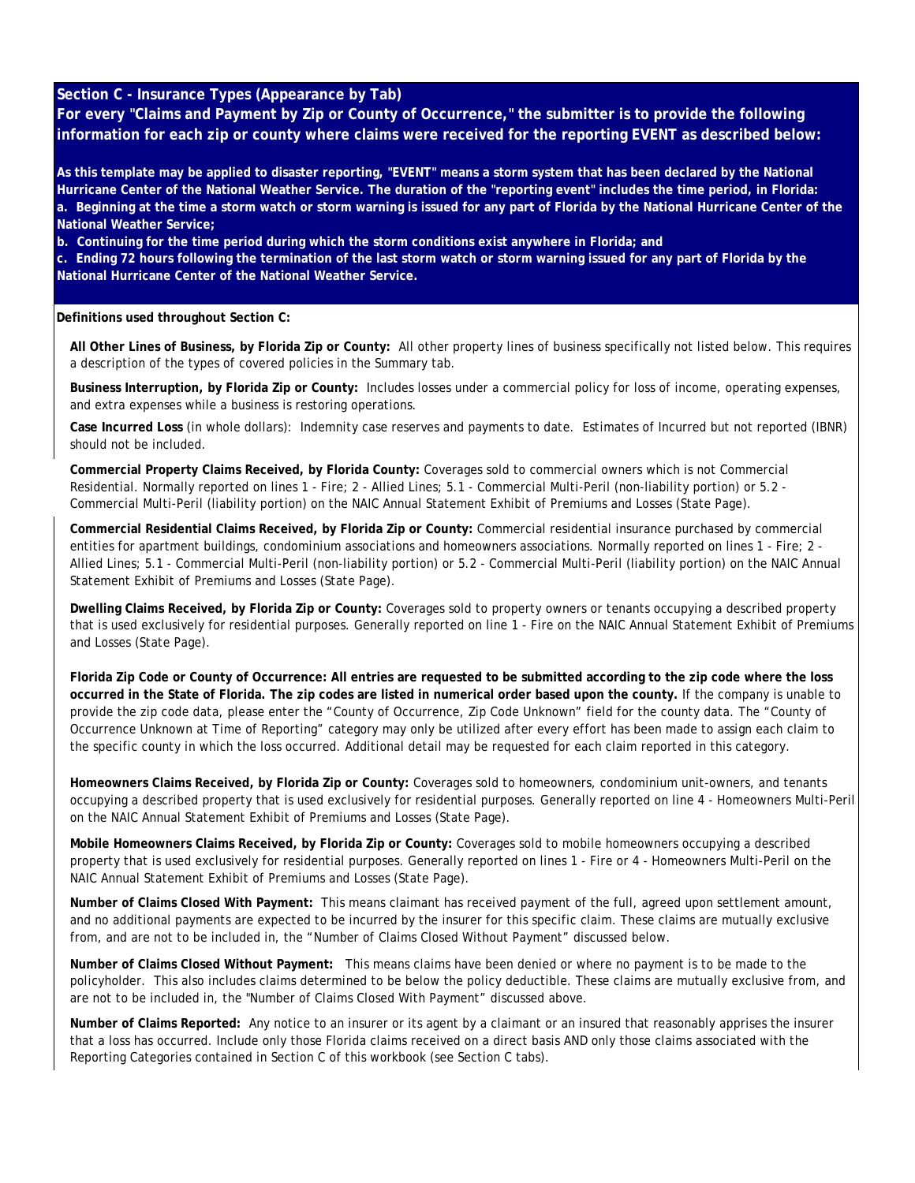## Section C - Insurance Types (Appearance by Tab)

**For every "Claims and Payment by Zip or County of Occurrence," the submitter is to provide the following information for each zip or county where claims were received for the reporting EVENT as described below:**

**As this template may be applied to disaster reporting, "EVENT" means a storm system that has been declared by the National Hurricane Center of the National Weather Service. The duration of the "reporting event" includes the time period, in Florida:**

**a. Beginning at the time a storm watch or storm warning is issued for any part of Florida by the National Hurricane Center of the National Weather Service;**

**b. Continuing for the time period during which the storm conditions exist anywhere in Florida; and**

**c. Ending 72 hours following the termination of the last storm watch or storm warning issued for any part of Florida by the National Hurricane Center of the National Weather Service.**

**Definitions used throughout Section C:**

**All Other Lines of Business, by Florida Zip or County:** All other property lines of business specifically not listed below. This requires a description of the types of covered policies in the Summary tab.

**Business Interruption, by Florida Zip or County:** Includes losses under a commercial policy for loss of income, operating expenses, and extra expenses while a business is restoring operations.

**Case Incurred Loss** (in whole dollars): Indemnity case reserves and payments to date. Estimates of Incurred but not reported (IBNR) should not be included.

**Commercial Property Claims Received, by Florida County:** Coverages sold to commercial owners which is not Commercial Residential. Normally reported on lines 1 - Fire; 2 - Allied Lines; 5.1 - Commercial Multi-Peril (non-liability portion) or 5.2 - Commercial Multi-Peril (liability portion) on the NAIC Annual Statement Exhibit of Premiums and Losses (State Page).

**Commercial Residential Claims Received, by Florida Zip or County:** Commercial residential insurance purchased by commercial entities for apartment buildings, condominium associations and homeowners associations. Normally reported on lines 1 - Fire; 2 - Allied Lines; 5.1 - Commercial Multi-Peril (non-liability portion) or 5.2 - Commercial Multi-Peril (liability portion) on the NAIC Annual Statement Exhibit of Premiums and Losses (State Page).

**Dwelling Claims Received, by Florida Zip or County:** Coverages sold to property owners or tenants occupying a described property that is used exclusively for residential purposes. Generally reported on line 1 - Fire on the NAIC Annual Statement Exhibit of Premiums and Losses (State Page).

**Florida Zip Code or County of Occurrence: All entries are requested to be submitted according to the zip code where the loss occurred in the State of Florida. The zip codes are listed in numerical order based upon the county.** If the company is unable to provide the zip code data, please enter the "County of Occurrence, Zip Code Unknown" field for the county data. The "County of Occurrence Unknown at Time of Reporting" category may only be utilized after every effort has been made to assign each claim to the specific county in which the loss occurred. Additional detail may be requested for each claim reported in this category.

**Homeowners Claims Received, by Florida Zip or County:** Coverages sold to homeowners, condominium unit-owners, and tenants occupying a described property that is used exclusively for residential purposes. Generally reported on line 4 - Homeowners Multi-Peril on the NAIC Annual Statement Exhibit of Premiums and Losses (State Page).

**Mobile Homeowners Claims Received, by Florida Zip or County:** Coverages sold to mobile homeowners occupying a described property that is used exclusively for residential purposes. Generally reported on lines 1 - Fire or 4 - Homeowners Multi-Peril on the NAIC Annual Statement Exhibit of Premiums and Losses (State Page).

**Number of Claims Closed With Payment:** This means claimant has received payment of the full, agreed upon settlement amount, and no additional payments are expected to be incurred by the insurer for this specific claim. These claims are mutually exclusive from, and are not to be included in, the "Number of Claims Closed Without Payment" discussed below.

**Number of Claims Closed Without Payment:** This means claims have been denied or where no payment is to be made to the policyholder. This also includes claims determined to be below the policy deductible. These claims are mutually exclusive from, and are not to be included in, the "Number of Claims Closed With Payment" discussed above.

**Number of Claims Reported:** Any notice to an insurer or its agent by a claimant or an insured that reasonably apprises the insurer that a loss has occurred. Include only those Florida claims received on a direct basis AND only those claims associated with the Reporting Categories contained in Section C of this workbook (see Section C tabs).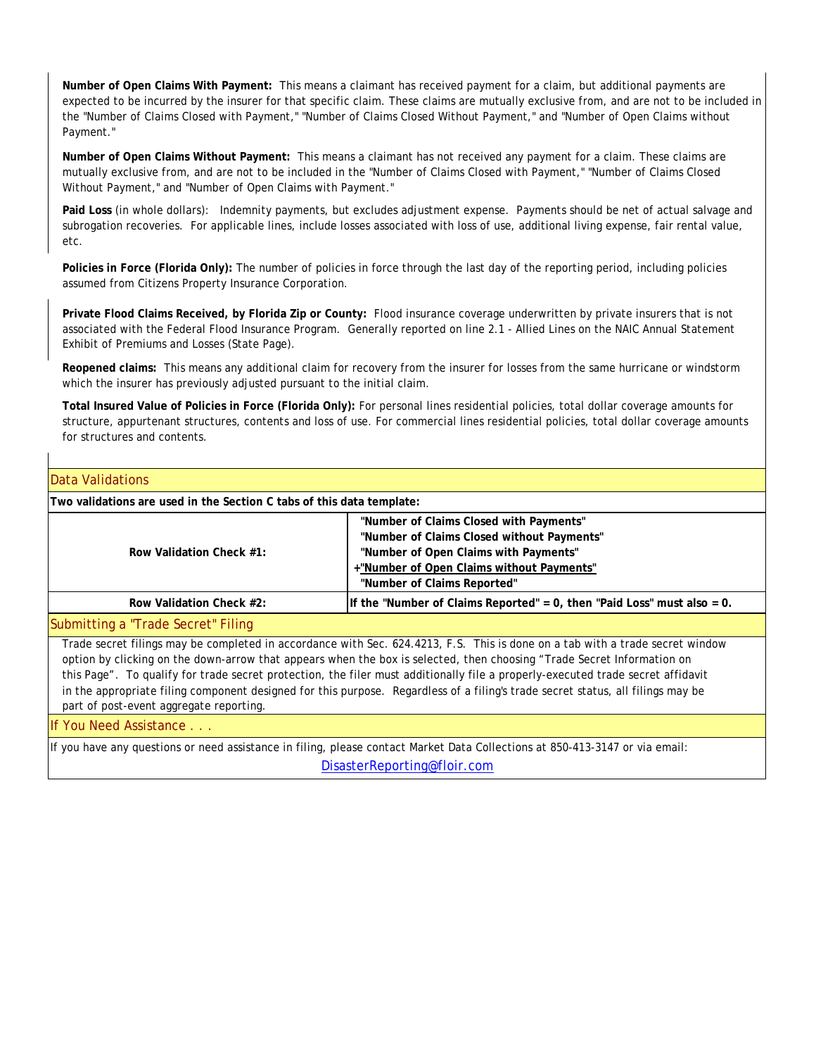**Number of Open Claims With Payment:** This means a claimant has received payment for a claim, but additional payments are expected to be incurred by the insurer for that specific claim. These claims are mutually exclusive from, and are not to be included in the "Number of Claims Closed with Payment," "Number of Claims Closed Without Payment," and "Number of Open Claims without Payment."

**Number of Open Claims Without Payment:** This means a claimant has not received any payment for a claim. These claims are mutually exclusive from, and are not to be included in the "Number of Claims Closed with Payment," "Number of Claims Closed Without Payment," and "Number of Open Claims with Payment."

**Paid Loss** (in whole dollars): Indemnity payments, but excludes adjustment expense. Payments should be net of actual salvage and subrogation recoveries. For applicable lines, include losses associated with loss of use, additional living expense, fair rental value, etc.

**Policies in Force (Florida Only):** The number of policies in force through the last day of the reporting period, including policies assumed from Citizens Property Insurance Corporation.

**Private Flood Claims Received, by Florida Zip or County:** Flood insurance coverage underwritten by private insurers that is not associated with the Federal Flood Insurance Program. Generally reported on line 2.1 - Allied Lines on the NAIC Annual Statement Exhibit of Premiums and Losses (State Page).

**Reopened claims:** This means any additional claim for recovery from the insurer for losses from the same hurricane or windstorm which the insurer has previously adjusted pursuant to the initial claim.

**Total Insured Value of Policies in Force (Florida Only):** For personal lines residential policies, total dollar coverage amounts for structure, appurtenant structures, contents and loss of use. For commercial lines residential policies, total dollar coverage amounts for structures and contents.

## Data Validations

**Two validations are used in the Section C tabs of this data template:**

| | |
|---|---|
| **Row Validation Check #1:** | **"Number of Claims Closed with Payments"**<br>**"Number of Claims Closed without Payments"**<br>**"Number of Open Claims with Payments"**<br>**+"Number of Open Claims without Payments"**<br>**"Number of Claims Reported"** |
| **Row Validation Check #2:** | **If the "Number of Claims Reported" = 0, then "Paid Loss" must also = 0.** |

## Submitting a "Trade Secret" Filing

Trade secret filings may be completed in accordance with Sec. 624.4213, F.S. This is done on a tab with a trade secret window option by clicking on the down-arrow that appears when the box is selected, then choosing "Trade Secret Information on this Page". To qualify for trade secret protection, the filer must additionally file a properly-executed trade secret affidavit in the appropriate filing component designed for this purpose. Regardless of a filing's trade secret status, all filings may be part of post-event aggregate reporting.

## If You Need Assistance . . .

If you have any questions or need assistance in filing, please contact Market Data Collections at 850-413-3147 or via email:

DisasterReporting@floir.com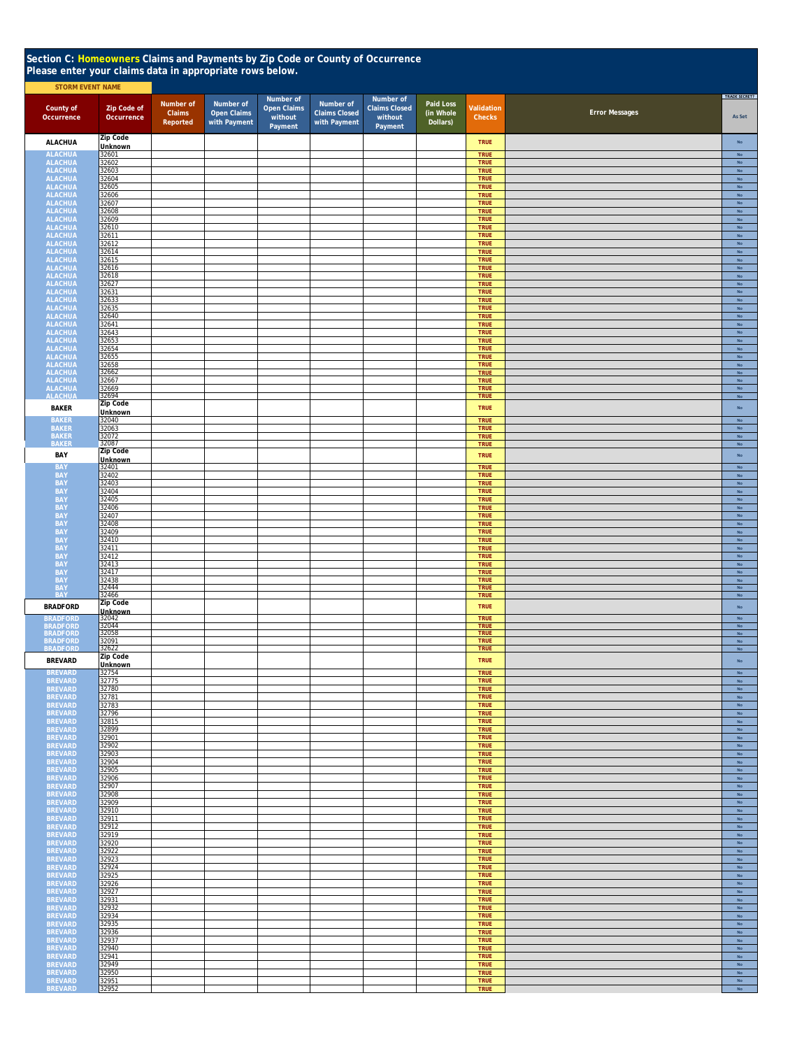## Section C: Homeowners Claims and Payments by Zip Code or County of Occurrence
**Please enter your claims data in appropriate rows below.**

**STORM EVENT NAME**

| County of Occurrence | Zip Code of Occurrence | Number of Claims Reported | Number of Open Claims with Payment | Number of Open Claims without Payment | Number of Claims Closed with Payment | Number of Claims Closed without Payment | Paid Loss (in Whole Dollars) | Validation Checks | Error Messages | TRADE SECRET? As Set |
|---|---|---|---|---|---|---|---|---|---|---|
| ALACHUA | Zip Code Unknown | | | | | | | TRUE | | No |
| ALACHUA | 32601 | | | | | | | TRUE | | No |
| ALACHUA | 32602 | | | | | | | TRUE | | No |
| ALACHUA | 32603 | | | | | | | TRUE | | No |
| ALACHUA | 32604 | | | | | | | TRUE | | No |
| ALACHUA | 32605 | | | | | | | TRUE | | No |
| ALACHUA | 32606 | | | | | | | TRUE | | No |
| ALACHUA | 32607 | | | | | | | TRUE | | No |
| ALACHUA | 32608 | | | | | | | TRUE | | No |
| ALACHUA | 32609 | | | | | | | TRUE | | No |
| ALACHUA | 32610 | | | | | | | TRUE | | No |
| ALACHUA | 32611 | | | | | | | TRUE | | No |
| ALACHUA | 32612 | | | | | | | TRUE | | No |
| ALACHUA | 32614 | | | | | | | TRUE | | No |
| ALACHUA | 32615 | | | | | | | TRUE | | No |
| ALACHUA | 32616 | | | | | | | TRUE | | No |
| ALACHUA | 32618 | | | | | | | TRUE | | No |
| ALACHUA | 32627 | | | | | | | TRUE | | No |
| ALACHUA | 32631 | | | | | | | TRUE | | No |
| ALACHUA | 32633 | | | | | | | TRUE | | No |
| ALACHUA | 32635 | | | | | | | TRUE | | No |
| ALACHUA | 32640 | | | | | | | TRUE | | No |
| ALACHUA | 32641 | | | | | | | TRUE | | No |
| ALACHUA | 32643 | | | | | | | TRUE | | No |
| ALACHUA | 32653 | | | | | | | TRUE | | No |
| ALACHUA | 32654 | | | | | | | TRUE | | No |
| ALACHUA | 32655 | | | | | | | TRUE | | No |
| ALACHUA | 32658 | | | | | | | TRUE | | No |
| ALACHUA | 32662 | | | | | | | TRUE | | No |
| ALACHUA | 32667 | | | | | | | TRUE | | No |
| ALACHUA | 32669 | | | | | | | TRUE | | No |
| ALACHUA | 32694 | | | | | | | TRUE | | No |
| BAKER | Zip Code Unknown | | | | | | | TRUE | | No |
| BAKER | 32040 | | | | | | | TRUE | | No |
| BAKER | 32063 | | | | | | | TRUE | | No |
| BAKER | 32072 | | | | | | | TRUE | | No |
| BAKER | 32087 | | | | | | | TRUE | | No |
| BAY | Zip Code Unknown | | | | | | | TRUE | | No |
| BAY | 32401 | | | | | | | TRUE | | No |
| BAY | 32402 | | | | | | | TRUE | | No |
| BAY | 32403 | | | | | | | TRUE | | No |
| BAY | 32404 | | | | | | | TRUE | | No |
| BAY | 32405 | | | | | | | TRUE | | No |
| BAY | 32406 | | | | | | | TRUE | | No |
| BAY | 32407 | | | | | | | TRUE | | No |
| BAY | 32408 | | | | | | | TRUE | | No |
| BAY | 32409 | | | | | | | TRUE | | No |
| BAY | 32410 | | | | | | | TRUE | | No |
| BAY | 32411 | | | | | | | TRUE | | No |
| BAY | 32412 | | | | | | | TRUE | | No |
| BAY | 32413 | | | | | | | TRUE | | No |
| BAY | 32417 | | | | | | | TRUE | | No |
| BAY | 32438 | | | | | | | TRUE | | No |
| BAY | 32444 | | | | | | | TRUE | | No |
| BAY | 32466 | | | | | | | TRUE | | No |
| BRADFORD | Zip Code Unknown | | | | | | | TRUE | | No |
| BRADFORD | 32042 | | | | | | | TRUE | | No |
| BRADFORD | 32044 | | | | | | | TRUE | | No |
| BRADFORD | 32058 | | | | | | | TRUE | | No |
| BRADFORD | 32091 | | | | | | | TRUE | | No |
| BRADFORD | 32622 | | | | | | | TRUE | | No |
| BREVARD | Zip Code Unknown | | | | | | | TRUE | | No |
| BREVARD | 32754 | | | | | | | TRUE | | No |
| BREVARD | 32775 | | | | | | | TRUE | | No |
| BREVARD | 32780 | | | | | | | TRUE | | No |
| BREVARD | 32781 | | | | | | | TRUE | | No |
| BREVARD | 32783 | | | | | | | TRUE | | No |
| BREVARD | 32796 | | | | | | | TRUE | | No |
| BREVARD | 32815 | | | | | | | TRUE | | No |
| BREVARD | 32899 | | | | | | | TRUE | | No |
| BREVARD | 32901 | | | | | | | TRUE | | No |
| BREVARD | 32902 | | | | | | | TRUE | | No |
| BREVARD | 32903 | | | | | | | TRUE | | No |
| BREVARD | 32904 | | | | | | | TRUE | | No |
| BREVARD | 32905 | | | | | | | TRUE | | No |
| BREVARD | 32906 | | | | | | | TRUE | | No |
| BREVARD | 32907 | | | | | | | TRUE | | No |
| BREVARD | 32908 | | | | | | | TRUE | | No |
| BREVARD | 32909 | | | | | | | TRUE | | No |
| BREVARD | 32910 | | | | | | | TRUE | | No |
| BREVARD | 32911 | | | | | | | TRUE | | No |
| BREVARD | 32912 | | | | | | | TRUE | | No |
| BREVARD | 32919 | | | | | | | TRUE | | No |
| BREVARD | 32920 | | | | | | | TRUE | | No |
| BREVARD | 32922 | | | | | | | TRUE | | No |
| BREVARD | 32923 | | | | | | | TRUE | | No |
| BREVARD | 32924 | | | | | | | TRUE | | No |
| BREVARD | 32925 | | | | | | | TRUE | | No |
| BREVARD | 32926 | | | | | | | TRUE | | No |
| BREVARD | 32927 | | | | | | | TRUE | | No |
| BREVARD | 32931 | | | | | | | TRUE | | No |
| BREVARD | 32932 | | | | | | | TRUE | | No |
| BREVARD | 32934 | | | | | | | TRUE | | No |
| BREVARD | 32935 | | | | | | | TRUE | | No |
| BREVARD | 32936 | | | | | | | TRUE | | No |
| BREVARD | 32937 | | | | | | | TRUE | | No |
| BREVARD | 32940 | | | | | | | TRUE | | No |
| BREVARD | 32941 | | | | | | | TRUE | | No |
| BREVARD | 32949 | | | | | | | TRUE | | No |
| BREVARD | 32950 | | | | | | | TRUE | | No |
| BREVARD | 32951 | | | | | | | TRUE | | No |
| BREVARD | 32952 | | | | | | | TRUE | | No |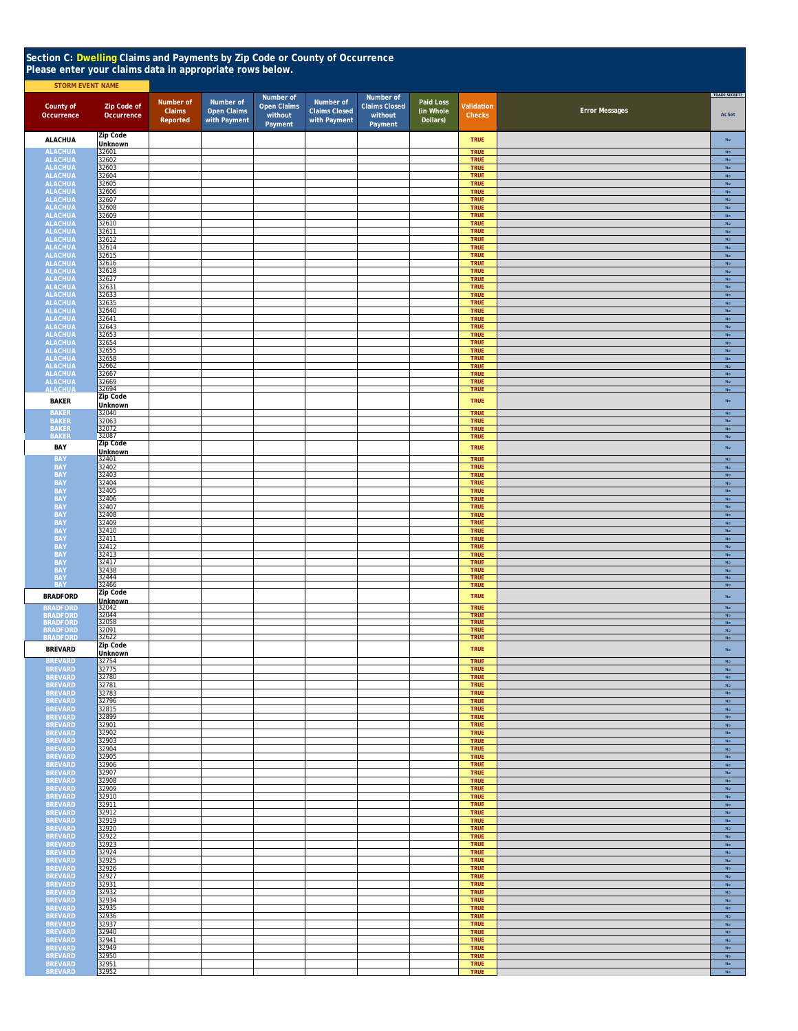# Section C: Dwelling Claims and Payments by Zip Code or County of Occurrence
Please enter your claims data in appropriate rows below.

STORM EVENT NAME

| County of Occurrence | Zip Code of Occurrence | Number of Claims Reported | Number of Open Claims with Payment | Number of Open Claims without Payment | Number of Claims Closed with Payment | Number of Claims Closed without Payment | Paid Loss (in Whole Dollars) | Validation Checks | Error Messages | TRADE SECRET? As Set |
|---|---|---|---|---|---|---|---|---|---|---|
| ALACHUA | Zip Code Unknown | | | | | | | TRUE | | No |
| ALACHUA | 32601 | | | | | | | TRUE | | No |
| ALACHUA | 32602 | | | | | | | TRUE | | No |
| ALACHUA | 32603 | | | | | | | TRUE | | No |
| ALACHUA | 32604 | | | | | | | TRUE | | No |
| ALACHUA | 32605 | | | | | | | TRUE | | No |
| ALACHUA | 32606 | | | | | | | TRUE | | No |
| ALACHUA | 32607 | | | | | | | TRUE | | No |
| ALACHUA | 32608 | | | | | | | TRUE | | No |
| ALACHUA | 32609 | | | | | | | TRUE | | No |
| ALACHUA | 32610 | | | | | | | TRUE | | No |
| ALACHUA | 32611 | | | | | | | TRUE | | No |
| ALACHUA | 32612 | | | | | | | TRUE | | No |
| ALACHUA | 32614 | | | | | | | TRUE | | No |
| ALACHUA | 32615 | | | | | | | TRUE | | No |
| ALACHUA | 32616 | | | | | | | TRUE | | No |
| ALACHUA | 32618 | | | | | | | TRUE | | No |
| ALACHUA | 32627 | | | | | | | TRUE | | No |
| ALACHUA | 32631 | | | | | | | TRUE | | No |
| ALACHUA | 32633 | | | | | | | TRUE | | No |
| ALACHUA | 32635 | | | | | | | TRUE | | No |
| ALACHUA | 32640 | | | | | | | TRUE | | No |
| ALACHUA | 32641 | | | | | | | TRUE | | No |
| ALACHUA | 32643 | | | | | | | TRUE | | No |
| ALACHUA | 32653 | | | | | | | TRUE | | No |
| ALACHUA | 32654 | | | | | | | TRUE | | No |
| ALACHUA | 32655 | | | | | | | TRUE | | No |
| ALACHUA | 32658 | | | | | | | TRUE | | No |
| ALACHUA | 32662 | | | | | | | TRUE | | No |
| ALACHUA | 32667 | | | | | | | TRUE | | No |
| ALACHUA | 32669 | | | | | | | TRUE | | No |
| ALACHUA | 32694 | | | | | | | TRUE | | No |
| BAKER | Zip Code Unknown | | | | | | | TRUE | | No |
| BAKER | 32040 | | | | | | | TRUE | | No |
| BAKER | 32063 | | | | | | | TRUE | | No |
| BAKER | 32072 | | | | | | | TRUE | | No |
| BAKER | 32087 | | | | | | | TRUE | | No |
| BAY | Zip Code Unknown | | | | | | | TRUE | | No |
| BAY | 32401 | | | | | | | TRUE | | No |
| BAY | 32402 | | | | | | | TRUE | | No |
| BAY | 32403 | | | | | | | TRUE | | No |
| BAY | 32404 | | | | | | | TRUE | | No |
| BAY | 32405 | | | | | | | TRUE | | No |
| BAY | 32406 | | | | | | | TRUE | | No |
| BAY | 32407 | | | | | | | TRUE | | No |
| BAY | 32408 | | | | | | | TRUE | | No |
| BAY | 32409 | | | | | | | TRUE | | No |
| BAY | 32410 | | | | | | | TRUE | | No |
| BAY | 32411 | | | | | | | TRUE | | No |
| BAY | 32412 | | | | | | | TRUE | | No |
| BAY | 32413 | | | | | | | TRUE | | No |
| BAY | 32417 | | | | | | | TRUE | | No |
| BAY | 32438 | | | | | | | TRUE | | No |
| BAY | 32444 | | | | | | | TRUE | | No |
| BAY | 32466 | | | | | | | TRUE | | No |
| BRADFORD | Zip Code Unknown | | | | | | | TRUE | | No |
| BRADFORD | 32042 | | | | | | | TRUE | | No |
| BRADFORD | 32044 | | | | | | | TRUE | | No |
| BRADFORD | 32058 | | | | | | | TRUE | | No |
| BRADFORD | 32091 | | | | | | | TRUE | | No |
| BRADFORD | 32622 | | | | | | | TRUE | | No |
| BREVARD | Zip Code Unknown | | | | | | | TRUE | | No |
| BREVARD | 32754 | | | | | | | TRUE | | No |
| BREVARD | 32775 | | | | | | | TRUE | | No |
| BREVARD | 32780 | | | | | | | TRUE | | No |
| BREVARD | 32781 | | | | | | | TRUE | | No |
| BREVARD | 32783 | | | | | | | TRUE | | No |
| BREVARD | 32796 | | | | | | | TRUE | | No |
| BREVARD | 32815 | | | | | | | TRUE | | No |
| BREVARD | 32899 | | | | | | | TRUE | | No |
| BREVARD | 32901 | | | | | | | TRUE | | No |
| BREVARD | 32902 | | | | | | | TRUE | | No |
| BREVARD | 32903 | | | | | | | TRUE | | No |
| BREVARD | 32904 | | | | | | | TRUE | | No |
| BREVARD | 32905 | | | | | | | TRUE | | No |
| BREVARD | 32906 | | | | | | | TRUE | | No |
| BREVARD | 32907 | | | | | | | TRUE | | No |
| BREVARD | 32908 | | | | | | | TRUE | | No |
| BREVARD | 32909 | | | | | | | TRUE | | No |
| BREVARD | 32910 | | | | | | | TRUE | | No |
| BREVARD | 32911 | | | | | | | TRUE | | No |
| BREVARD | 32912 | | | | | | | TRUE | | No |
| BREVARD | 32919 | | | | | | | TRUE | | No |
| BREVARD | 32920 | | | | | | | TRUE | | No |
| BREVARD | 32922 | | | | | | | TRUE | | No |
| BREVARD | 32923 | | | | | | | TRUE | | No |
| BREVARD | 32924 | | | | | | | TRUE | | No |
| BREVARD | 32925 | | | | | | | TRUE | | No |
| BREVARD | 32926 | | | | | | | TRUE | | No |
| BREVARD | 32927 | | | | | | | TRUE | | No |
| BREVARD | 32931 | | | | | | | TRUE | | No |
| BREVARD | 32932 | | | | | | | TRUE | | No |
| BREVARD | 32934 | | | | | | | TRUE | | No |
| BREVARD | 32935 | | | | | | | TRUE | | No |
| BREVARD | 32936 | | | | | | | TRUE | | No |
| BREVARD | 32937 | | | | | | | TRUE | | No |
| BREVARD | 32940 | | | | | | | TRUE | | No |
| BREVARD | 32941 | | | | | | | TRUE | | No |
| BREVARD | 32949 | | | | | | | TRUE | | No |
| BREVARD | 32950 | | | | | | | TRUE | | No |
| BREVARD | 32951 | | | | | | | TRUE | | No |
| BREVARD | 32952 | | | | | | | TRUE | | No |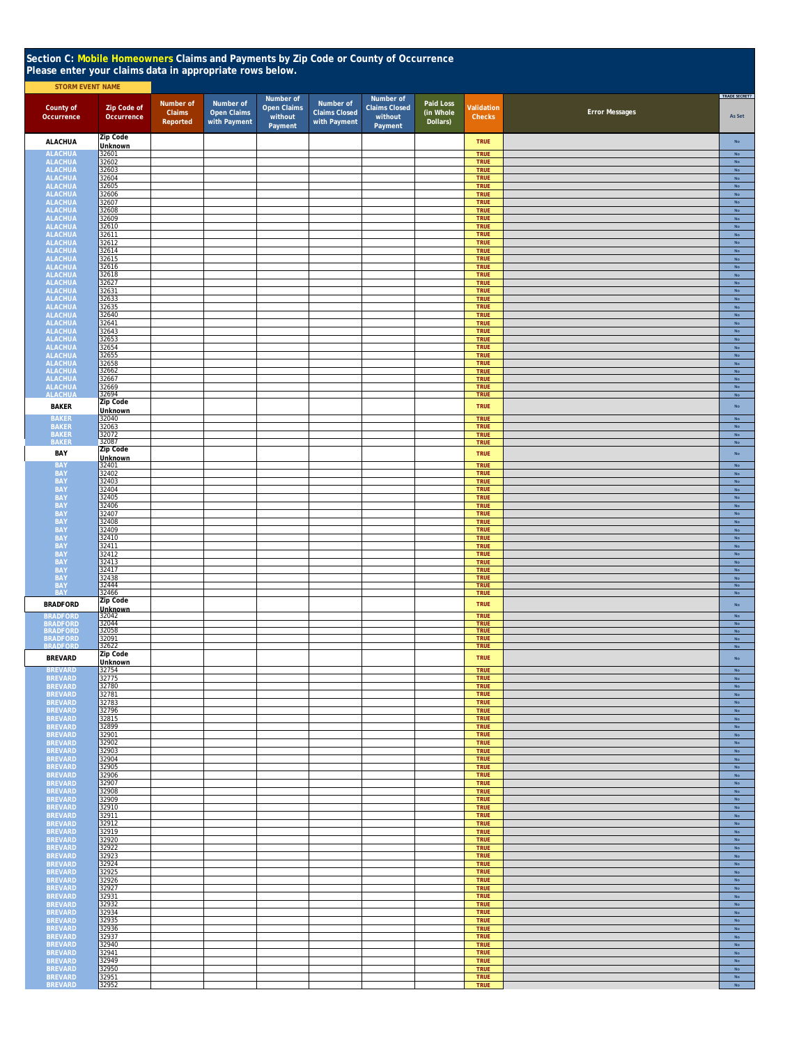## Section C: Mobile Homeowners Claims and Payments by Zip Code or County of Occurrence

**Please enter your claims data in appropriate rows below.**

**STORM EVENT NAME**

| County of Occurrence | Zip Code of Occurrence | Number of Claims Reported | Number of Open Claims with Payment | Number of Open Claims without Payment | Number of Claims Closed with Payment | Number of Claims Closed without Payment | Paid Loss (in Whole Dollars) | Validation Checks | Error Messages | TRADE SECRET? As Set |
|---|---|---|---|---|---|---|---|---|---|---|
| ALACHUA | Zip Code Unknown | | | | | | | TRUE | | No |
| ALACHUA | 32601 | | | | | | | TRUE | | No |
| ALACHUA | 32602 | | | | | | | TRUE | | No |
| ALACHUA | 32603 | | | | | | | TRUE | | No |
| ALACHUA | 32604 | | | | | | | TRUE | | No |
| ALACHUA | 32605 | | | | | | | TRUE | | No |
| ALACHUA | 32606 | | | | | | | TRUE | | No |
| ALACHUA | 32607 | | | | | | | TRUE | | No |
| ALACHUA | 32608 | | | | | | | TRUE | | No |
| ALACHUA | 32609 | | | | | | | TRUE | | No |
| ALACHUA | 32610 | | | | | | | TRUE | | No |
| ALACHUA | 32611 | | | | | | | TRUE | | No |
| ALACHUA | 32612 | | | | | | | TRUE | | No |
| ALACHUA | 32614 | | | | | | | TRUE | | No |
| ALACHUA | 32615 | | | | | | | TRUE | | No |
| ALACHUA | 32616 | | | | | | | TRUE | | No |
| ALACHUA | 32618 | | | | | | | TRUE | | No |
| ALACHUA | 32627 | | | | | | | TRUE | | No |
| ALACHUA | 32631 | | | | | | | TRUE | | No |
| ALACHUA | 32633 | | | | | | | TRUE | | No |
| ALACHUA | 32635 | | | | | | | TRUE | | No |
| ALACHUA | 32640 | | | | | | | TRUE | | No |
| ALACHUA | 32641 | | | | | | | TRUE | | No |
| ALACHUA | 32643 | | | | | | | TRUE | | No |
| ALACHUA | 32653 | | | | | | | TRUE | | No |
| ALACHUA | 32654 | | | | | | | TRUE | | No |
| ALACHUA | 32655 | | | | | | | TRUE | | No |
| ALACHUA | 32658 | | | | | | | TRUE | | No |
| ALACHUA | 32662 | | | | | | | TRUE | | No |
| ALACHUA | 32667 | | | | | | | TRUE | | No |
| ALACHUA | 32669 | | | | | | | TRUE | | No |
| ALACHUA | 32694 | | | | | | | TRUE | | No |
| BAKER | Zip Code Unknown | | | | | | | TRUE | | No |
| BAKER | 32040 | | | | | | | TRUE | | No |
| BAKER | 32063 | | | | | | | TRUE | | No |
| BAKER | 32072 | | | | | | | TRUE | | No |
| BAKER | 32087 | | | | | | | TRUE | | No |
| BAY | Zip Code Unknown | | | | | | | TRUE | | No |
| BAY | 32401 | | | | | | | TRUE | | No |
| BAY | 32402 | | | | | | | TRUE | | No |
| BAY | 32403 | | | | | | | TRUE | | No |
| BAY | 32404 | | | | | | | TRUE | | No |
| BAY | 32405 | | | | | | | TRUE | | No |
| BAY | 32406 | | | | | | | TRUE | | No |
| BAY | 32407 | | | | | | | TRUE | | No |
| BAY | 32408 | | | | | | | TRUE | | No |
| BAY | 32409 | | | | | | | TRUE | | No |
| BAY | 32410 | | | | | | | TRUE | | No |
| BAY | 32411 | | | | | | | TRUE | | No |
| BAY | 32412 | | | | | | | TRUE | | No |
| BAY | 32413 | | | | | | | TRUE | | No |
| BAY | 32417 | | | | | | | TRUE | | No |
| BAY | 32438 | | | | | | | TRUE | | No |
| BAY | 32444 | | | | | | | TRUE | | No |
| BAY | 32466 | | | | | | | TRUE | | No |
| BRADFORD | Zip Code Unknown | | | | | | | TRUE | | No |
| BRADFORD | 32042 | | | | | | | TRUE | | No |
| BRADFORD | 32044 | | | | | | | TRUE | | No |
| BRADFORD | 32058 | | | | | | | TRUE | | No |
| BRADFORD | 32091 | | | | | | | TRUE | | No |
| BRADFORD | 32622 | | | | | | | TRUE | | No |
| BREVARD | Zip Code Unknown | | | | | | | TRUE | | No |
| BREVARD | 32754 | | | | | | | TRUE | | No |
| BREVARD | 32775 | | | | | | | TRUE | | No |
| BREVARD | 32780 | | | | | | | TRUE | | No |
| BREVARD | 32781 | | | | | | | TRUE | | No |
| BREVARD | 32783 | | | | | | | TRUE | | No |
| BREVARD | 32796 | | | | | | | TRUE | | No |
| BREVARD | 32815 | | | | | | | TRUE | | No |
| BREVARD | 32899 | | | | | | | TRUE | | No |
| BREVARD | 32901 | | | | | | | TRUE | | No |
| BREVARD | 32902 | | | | | | | TRUE | | No |
| BREVARD | 32903 | | | | | | | TRUE | | No |
| BREVARD | 32904 | | | | | | | TRUE | | No |
| BREVARD | 32905 | | | | | | | TRUE | | No |
| BREVARD | 32906 | | | | | | | TRUE | | No |
| BREVARD | 32907 | | | | | | | TRUE | | No |
| BREVARD | 32908 | | | | | | | TRUE | | No |
| BREVARD | 32909 | | | | | | | TRUE | | No |
| BREVARD | 32910 | | | | | | | TRUE | | No |
| BREVARD | 32911 | | | | | | | TRUE | | No |
| BREVARD | 32912 | | | | | | | TRUE | | No |
| BREVARD | 32919 | | | | | | | TRUE | | No |
| BREVARD | 32920 | | | | | | | TRUE | | No |
| BREVARD | 32922 | | | | | | | TRUE | | No |
| BREVARD | 32923 | | | | | | | TRUE | | No |
| BREVARD | 32924 | | | | | | | TRUE | | No |
| BREVARD | 32925 | | | | | | | TRUE | | No |
| BREVARD | 32926 | | | | | | | TRUE | | No |
| BREVARD | 32927 | | | | | | | TRUE | | No |
| BREVARD | 32931 | | | | | | | TRUE | | No |
| BREVARD | 32932 | | | | | | | TRUE | | No |
| BREVARD | 32934 | | | | | | | TRUE | | No |
| BREVARD | 32935 | | | | | | | TRUE | | No |
| BREVARD | 32936 | | | | | | | TRUE | | No |
| BREVARD | 32937 | | | | | | | TRUE | | No |
| BREVARD | 32940 | | | | | | | TRUE | | No |
| BREVARD | 32941 | | | | | | | TRUE | | No |
| BREVARD | 32949 | | | | | | | TRUE | | No |
| BREVARD | 32950 | | | | | | | TRUE | | No |
| BREVARD | 32951 | | | | | | | TRUE | | No |
| BREVARD | 32952 | | | | | | | TRUE | | No |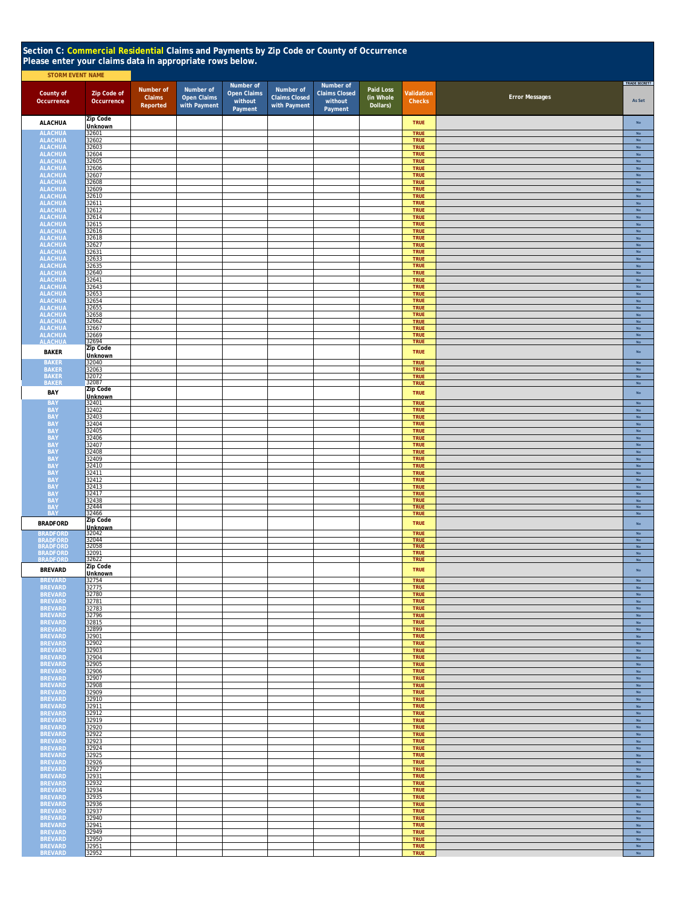## Section C: Commercial Residential Claims and Payments by Zip Code or County of Occurrence

**Please enter your claims data in appropriate rows below.**

**STORM EVENT NAME**

| County of Occurrence | Zip Code of Occurrence | Number of Claims Reported | Number of Open Claims with Payment | Number of Open Claims without Payment | Number of Claims Closed with Payment | Number of Claims Closed without Payment | Paid Loss (in Whole Dollars) | Validation Checks | Error Messages | TRADE SECRET? As Set |
|---|---|---|---|---|---|---|---|---|---|---|
| ALACHUA | Zip Code Unknown | | | | | | | TRUE | | No |
| ALACHUA | 32601 | | | | | | | TRUE | | No |
| ALACHUA | 32602 | | | | | | | TRUE | | No |
| ALACHUA | 32603 | | | | | | | TRUE | | No |
| ALACHUA | 32604 | | | | | | | TRUE | | No |
| ALACHUA | 32605 | | | | | | | TRUE | | No |
| ALACHUA | 32606 | | | | | | | TRUE | | No |
| ALACHUA | 32607 | | | | | | | TRUE | | No |
| ALACHUA | 32608 | | | | | | | TRUE | | No |
| ALACHUA | 32609 | | | | | | | TRUE | | No |
| ALACHUA | 32610 | | | | | | | TRUE | | No |
| ALACHUA | 32611 | | | | | | | TRUE | | No |
| ALACHUA | 32612 | | | | | | | TRUE | | No |
| ALACHUA | 32614 | | | | | | | TRUE | | No |
| ALACHUA | 32615 | | | | | | | TRUE | | No |
| ALACHUA | 32616 | | | | | | | TRUE | | No |
| ALACHUA | 32618 | | | | | | | TRUE | | No |
| ALACHUA | 32627 | | | | | | | TRUE | | No |
| ALACHUA | 32631 | | | | | | | TRUE | | No |
| ALACHUA | 32633 | | | | | | | TRUE | | No |
| ALACHUA | 32635 | | | | | | | TRUE | | No |
| ALACHUA | 32640 | | | | | | | TRUE | | No |
| ALACHUA | 32641 | | | | | | | TRUE | | No |
| ALACHUA | 32643 | | | | | | | TRUE | | No |
| ALACHUA | 32653 | | | | | | | TRUE | | No |
| ALACHUA | 32654 | | | | | | | TRUE | | No |
| ALACHUA | 32655 | | | | | | | TRUE | | No |
| ALACHUA | 32658 | | | | | | | TRUE | | No |
| ALACHUA | 32662 | | | | | | | TRUE | | No |
| ALACHUA | 32667 | | | | | | | TRUE | | No |
| ALACHUA | 32669 | | | | | | | TRUE | | No |
| ALACHUA | 32694 | | | | | | | TRUE | | No |
| BAKER | Zip Code Unknown | | | | | | | TRUE | | No |
| BAKER | 32040 | | | | | | | TRUE | | No |
| BAKER | 32063 | | | | | | | TRUE | | No |
| BAKER | 32072 | | | | | | | TRUE | | No |
| BAKER | 32087 | | | | | | | TRUE | | No |
| BAY | Zip Code Unknown | | | | | | | TRUE | | No |
| BAY | 32401 | | | | | | | TRUE | | No |
| BAY | 32402 | | | | | | | TRUE | | No |
| BAY | 32403 | | | | | | | TRUE | | No |
| BAY | 32404 | | | | | | | TRUE | | No |
| BAY | 32405 | | | | | | | TRUE | | No |
| BAY | 32406 | | | | | | | TRUE | | No |
| BAY | 32407 | | | | | | | TRUE | | No |
| BAY | 32408 | | | | | | | TRUE | | No |
| BAY | 32409 | | | | | | | TRUE | | No |
| BAY | 32410 | | | | | | | TRUE | | No |
| BAY | 32411 | | | | | | | TRUE | | No |
| BAY | 32412 | | | | | | | TRUE | | No |
| BAY | 32413 | | | | | | | TRUE | | No |
| BAY | 32417 | | | | | | | TRUE | | No |
| BAY | 32438 | | | | | | | TRUE | | No |
| BAY | 32444 | | | | | | | TRUE | | No |
| BAY | 32466 | | | | | | | TRUE | | No |
| BRADFORD | Zip Code Unknown | | | | | | | TRUE | | No |
| BRADFORD | 32042 | | | | | | | TRUE | | No |
| BRADFORD | 32044 | | | | | | | TRUE | | No |
| BRADFORD | 32058 | | | | | | | TRUE | | No |
| BRADFORD | 32091 | | | | | | | TRUE | | No |
| BRADFORD | 32622 | | | | | | | TRUE | | No |
| BREVARD | Zip Code Unknown | | | | | | | TRUE | | No |
| BREVARD | 32754 | | | | | | | TRUE | | No |
| BREVARD | 32775 | | | | | | | TRUE | | No |
| BREVARD | 32780 | | | | | | | TRUE | | No |
| BREVARD | 32781 | | | | | | | TRUE | | No |
| BREVARD | 32783 | | | | | | | TRUE | | No |
| BREVARD | 32796 | | | | | | | TRUE | | No |
| BREVARD | 32815 | | | | | | | TRUE | | No |
| BREVARD | 32899 | | | | | | | TRUE | | No |
| BREVARD | 32901 | | | | | | | TRUE | | No |
| BREVARD | 32902 | | | | | | | TRUE | | No |
| BREVARD | 32903 | | | | | | | TRUE | | No |
| BREVARD | 32904 | | | | | | | TRUE | | No |
| BREVARD | 32905 | | | | | | | TRUE | | No |
| BREVARD | 32906 | | | | | | | TRUE | | No |
| BREVARD | 32907 | | | | | | | TRUE | | No |
| BREVARD | 32908 | | | | | | | TRUE | | No |
| BREVARD | 32909 | | | | | | | TRUE | | No |
| BREVARD | 32910 | | | | | | | TRUE | | No |
| BREVARD | 32911 | | | | | | | TRUE | | No |
| BREVARD | 32912 | | | | | | | TRUE | | No |
| BREVARD | 32919 | | | | | | | TRUE | | No |
| BREVARD | 32920 | | | | | | | TRUE | | No |
| BREVARD | 32922 | | | | | | | TRUE | | No |
| BREVARD | 32923 | | | | | | | TRUE | | No |
| BREVARD | 32924 | | | | | | | TRUE | | No |
| BREVARD | 32925 | | | | | | | TRUE | | No |
| BREVARD | 32926 | | | | | | | TRUE | | No |
| BREVARD | 32927 | | | | | | | TRUE | | No |
| BREVARD | 32931 | | | | | | | TRUE | | No |
| BREVARD | 32932 | | | | | | | TRUE | | No |
| BREVARD | 32934 | | | | | | | TRUE | | No |
| BREVARD | 32935 | | | | | | | TRUE | | No |
| BREVARD | 32936 | | | | | | | TRUE | | No |
| BREVARD | 32937 | | | | | | | TRUE | | No |
| BREVARD | 32940 | | | | | | | TRUE | | No |
| BREVARD | 32941 | | | | | | | TRUE | | No |
| BREVARD | 32949 | | | | | | | TRUE | | No |
| BREVARD | 32950 | | | | | | | TRUE | | No |
| BREVARD | 32951 | | | | | | | TRUE | | No |
| BREVARD | 32952 | | | | | | | TRUE | | No |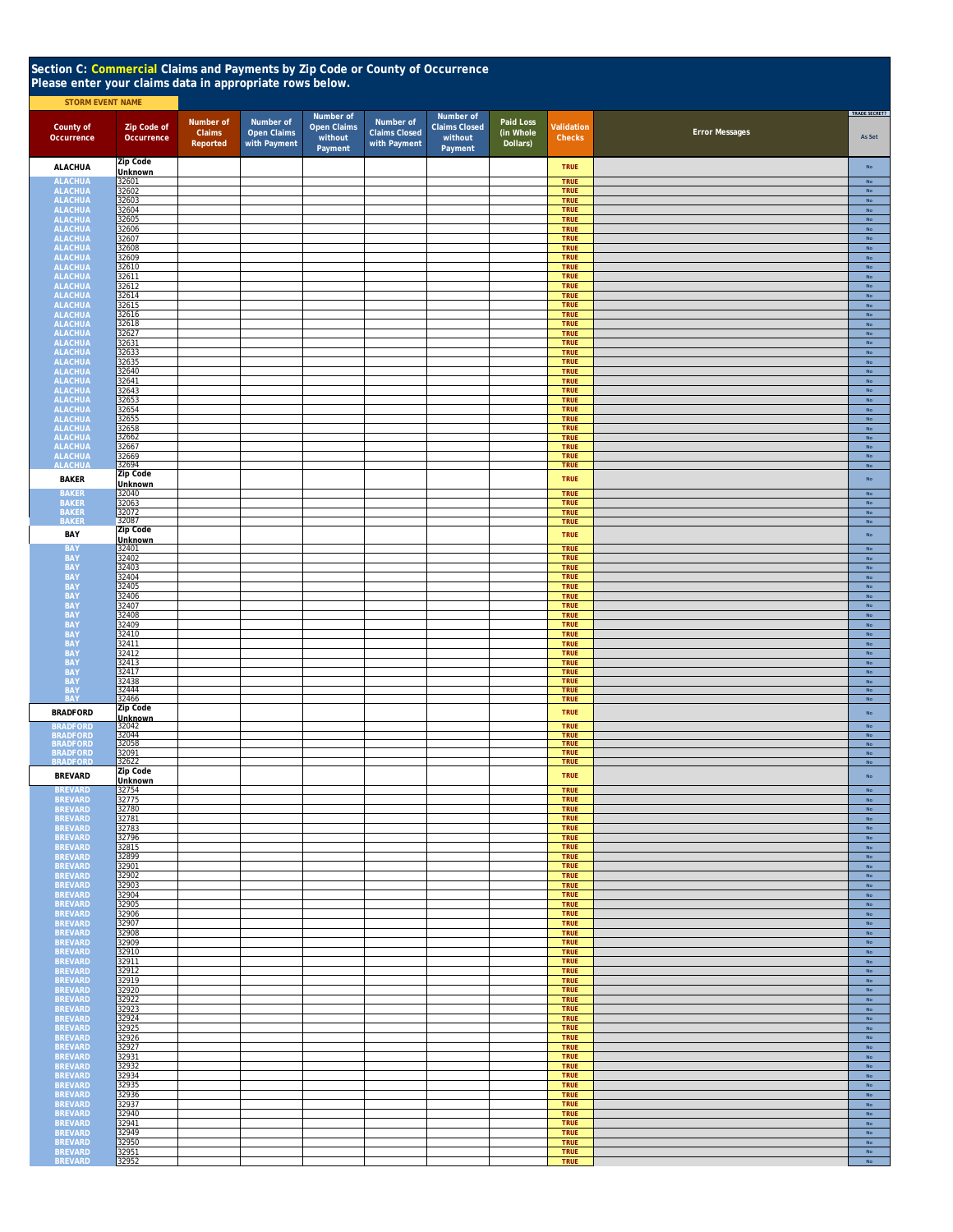## Section C: Commercial Claims and Payments by Zip Code or County of Occurrence

**Please enter your claims data in appropriate rows below.**

STORM EVENT NAME

| County of Occurrence | Zip Code of Occurrence | Number of Claims Reported | Number of Open Claims with Payment | Number of Open Claims without Payment | Number of Claims Closed with Payment | Number of Claims Closed without Payment | Paid Loss (in Whole Dollars) | Validation Checks | Error Messages | TRADE SECRET? As Set |
|---|---|---|---|---|---|---|---|---|---|---|
| ALACHUA | Zip Code Unknown | | | | | | | TRUE | | No |
| ALACHUA | 32601 | | | | | | | TRUE | | No |
| ALACHUA | 32602 | | | | | | | TRUE | | No |
| ALACHUA | 32603 | | | | | | | TRUE | | No |
| ALACHUA | 32604 | | | | | | | TRUE | | No |
| ALACHUA | 32605 | | | | | | | TRUE | | No |
| ALACHUA | 32606 | | | | | | | TRUE | | No |
| ALACHUA | 32607 | | | | | | | TRUE | | No |
| ALACHUA | 32608 | | | | | | | TRUE | | No |
| ALACHUA | 32609 | | | | | | | TRUE | | No |
| ALACHUA | 32610 | | | | | | | TRUE | | No |
| ALACHUA | 32611 | | | | | | | TRUE | | No |
| ALACHUA | 32612 | | | | | | | TRUE | | No |
| ALACHUA | 32614 | | | | | | | TRUE | | No |
| ALACHUA | 32615 | | | | | | | TRUE | | No |
| ALACHUA | 32616 | | | | | | | TRUE | | No |
| ALACHUA | 32618 | | | | | | | TRUE | | No |
| ALACHUA | 32627 | | | | | | | TRUE | | No |
| ALACHUA | 32631 | | | | | | | TRUE | | No |
| ALACHUA | 32633 | | | | | | | TRUE | | No |
| ALACHUA | 32635 | | | | | | | TRUE | | No |
| ALACHUA | 32640 | | | | | | | TRUE | | No |
| ALACHUA | 32641 | | | | | | | TRUE | | No |
| ALACHUA | 32643 | | | | | | | TRUE | | No |
| ALACHUA | 32653 | | | | | | | TRUE | | No |
| ALACHUA | 32654 | | | | | | | TRUE | | No |
| ALACHUA | 32655 | | | | | | | TRUE | | No |
| ALACHUA | 32658 | | | | | | | TRUE | | No |
| ALACHUA | 32662 | | | | | | | TRUE | | No |
| ALACHUA | 32667 | | | | | | | TRUE | | No |
| ALACHUA | 32669 | | | | | | | TRUE | | No |
| ALACHUA | 32694 | | | | | | | TRUE | | No |
| BAKER | Zip Code Unknown | | | | | | | TRUE | | No |
| BAKER | 32040 | | | | | | | TRUE | | No |
| BAKER | 32063 | | | | | | | TRUE | | No |
| BAKER | 32072 | | | | | | | TRUE | | No |
| BAKER | 32087 | | | | | | | TRUE | | No |
| BAY | Zip Code Unknown | | | | | | | TRUE | | No |
| BAY | 32401 | | | | | | | TRUE | | No |
| BAY | 32402 | | | | | | | TRUE | | No |
| BAY | 32403 | | | | | | | TRUE | | No |
| BAY | 32404 | | | | | | | TRUE | | No |
| BAY | 32405 | | | | | | | TRUE | | No |
| BAY | 32406 | | | | | | | TRUE | | No |
| BAY | 32407 | | | | | | | TRUE | | No |
| BAY | 32408 | | | | | | | TRUE | | No |
| BAY | 32409 | | | | | | | TRUE | | No |
| BAY | 32410 | | | | | | | TRUE | | No |
| BAY | 32411 | | | | | | | TRUE | | No |
| BAY | 32412 | | | | | | | TRUE | | No |
| BAY | 32413 | | | | | | | TRUE | | No |
| BAY | 32417 | | | | | | | TRUE | | No |
| BAY | 32438 | | | | | | | TRUE | | No |
| BAY | 32444 | | | | | | | TRUE | | No |
| BAY | 32466 | | | | | | | TRUE | | No |
| BRADFORD | Zip Code Unknown | | | | | | | TRUE | | No |
| BRADFORD | 32042 | | | | | | | TRUE | | No |
| BRADFORD | 32044 | | | | | | | TRUE | | No |
| BRADFORD | 32058 | | | | | | | TRUE | | No |
| BRADFORD | 32091 | | | | | | | TRUE | | No |
| BRADFORD | 32622 | | | | | | | TRUE | | No |
| BREVARD | Zip Code Unknown | | | | | | | TRUE | | No |
| BREVARD | 32754 | | | | | | | TRUE | | No |
| BREVARD | 32775 | | | | | | | TRUE | | No |
| BREVARD | 32780 | | | | | | | TRUE | | No |
| BREVARD | 32781 | | | | | | | TRUE | | No |
| BREVARD | 32783 | | | | | | | TRUE | | No |
| BREVARD | 32796 | | | | | | | TRUE | | No |
| BREVARD | 32815 | | | | | | | TRUE | | No |
| BREVARD | 32899 | | | | | | | TRUE | | No |
| BREVARD | 32901 | | | | | | | TRUE | | No |
| BREVARD | 32902 | | | | | | | TRUE | | No |
| BREVARD | 32903 | | | | | | | TRUE | | No |
| BREVARD | 32904 | | | | | | | TRUE | | No |
| BREVARD | 32905 | | | | | | | TRUE | | No |
| BREVARD | 32906 | | | | | | | TRUE | | No |
| BREVARD | 32907 | | | | | | | TRUE | | No |
| BREVARD | 32908 | | | | | | | TRUE | | No |
| BREVARD | 32909 | | | | | | | TRUE | | No |
| BREVARD | 32910 | | | | | | | TRUE | | No |
| BREVARD | 32911 | | | | | | | TRUE | | No |
| BREVARD | 32912 | | | | | | | TRUE | | No |
| BREVARD | 32919 | | | | | | | TRUE | | No |
| BREVARD | 32920 | | | | | | | TRUE | | No |
| BREVARD | 32922 | | | | | | | TRUE | | No |
| BREVARD | 32923 | | | | | | | TRUE | | No |
| BREVARD | 32924 | | | | | | | TRUE | | No |
| BREVARD | 32925 | | | | | | | TRUE | | No |
| BREVARD | 32926 | | | | | | | TRUE | | No |
| BREVARD | 32927 | | | | | | | TRUE | | No |
| BREVARD | 32931 | | | | | | | TRUE | | No |
| BREVARD | 32932 | | | | | | | TRUE | | No |
| BREVARD | 32934 | | | | | | | TRUE | | No |
| BREVARD | 32935 | | | | | | | TRUE | | No |
| BREVARD | 32936 | | | | | | | TRUE | | No |
| BREVARD | 32937 | | | | | | | TRUE | | No |
| BREVARD | 32940 | | | | | | | TRUE | | No |
| BREVARD | 32941 | | | | | | | TRUE | | No |
| BREVARD | 32949 | | | | | | | TRUE | | No |
| BREVARD | 32950 | | | | | | | TRUE | | No |
| BREVARD | 32951 | | | | | | | TRUE | | No |
| BREVARD | 32952 | | | | | | | TRUE | | No |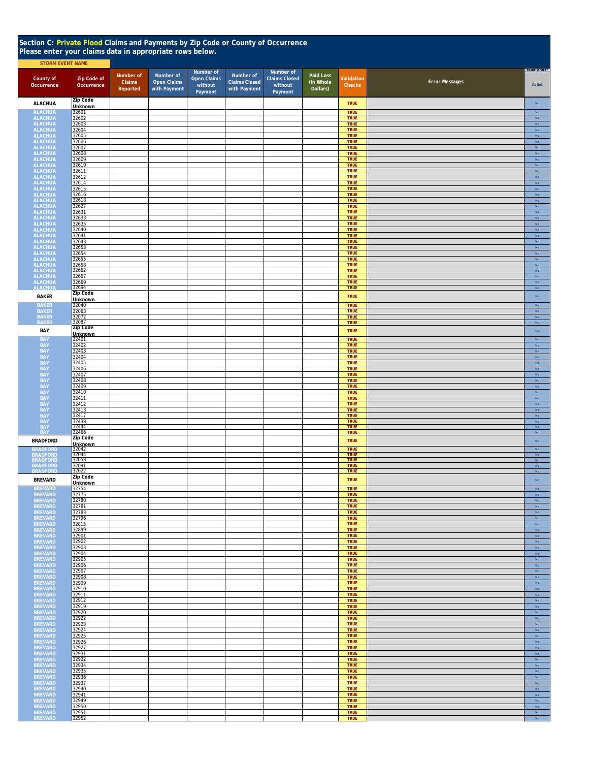## Section C: Private Flood Claims and Payments by Zip Code or County of Occurrence

**Please enter your claims data in appropriate rows below.**

STORM EVENT NAME

| County of Occurrence | Zip Code of Occurrence | Number of Claims Reported | Number of Open Claims with Payment | Number of Open Claims without Payment | Number of Claims Closed with Payment | Number of Claims Closed without Payment | Paid Loss (in Whole Dollars) | Validation Checks | Error Messages | TRADE SECRET? As Set |
|---|---|---|---|---|---|---|---|---|---|---|
| ALACHUA | Zip Code Unknown | | | | | | | TRUE | | No |
| ALACHUA | 32601 | | | | | | | TRUE | | No |
| ALACHUA | 32602 | | | | | | | TRUE | | No |
| ALACHUA | 32603 | | | | | | | TRUE | | No |
| ALACHUA | 32604 | | | | | | | TRUE | | No |
| ALACHUA | 32605 | | | | | | | TRUE | | No |
| ALACHUA | 32606 | | | | | | | TRUE | | No |
| ALACHUA | 32607 | | | | | | | TRUE | | No |
| ALACHUA | 32608 | | | | | | | TRUE | | No |
| ALACHUA | 32609 | | | | | | | TRUE | | No |
| ALACHUA | 32610 | | | | | | | TRUE | | No |
| ALACHUA | 32611 | | | | | | | TRUE | | No |
| ALACHUA | 32612 | | | | | | | TRUE | | No |
| ALACHUA | 32614 | | | | | | | TRUE | | No |
| ALACHUA | 32615 | | | | | | | TRUE | | No |
| ALACHUA | 32616 | | | | | | | TRUE | | No |
| ALACHUA | 32618 | | | | | | | TRUE | | No |
| ALACHUA | 32627 | | | | | | | TRUE | | No |
| ALACHUA | 32631 | | | | | | | TRUE | | No |
| ALACHUA | 32633 | | | | | | | TRUE | | No |
| ALACHUA | 32635 | | | | | | | TRUE | | No |
| ALACHUA | 32640 | | | | | | | TRUE | | No |
| ALACHUA | 32641 | | | | | | | TRUE | | No |
| ALACHUA | 32643 | | | | | | | TRUE | | No |
| ALACHUA | 32653 | | | | | | | TRUE | | No |
| ALACHUA | 32654 | | | | | | | TRUE | | No |
| ALACHUA | 32655 | | | | | | | TRUE | | No |
| ALACHUA | 32658 | | | | | | | TRUE | | No |
| ALACHUA | 32662 | | | | | | | TRUE | | No |
| ALACHUA | 32667 | | | | | | | TRUE | | No |
| ALACHUA | 32669 | | | | | | | TRUE | | No |
| ALACHUA | 32694 | | | | | | | TRUE | | No |
| BAKER | Zip Code Unknown | | | | | | | TRUE | | No |
| BAKER | 32040 | | | | | | | TRUE | | No |
| BAKER | 32063 | | | | | | | TRUE | | No |
| BAKER | 32072 | | | | | | | TRUE | | No |
| BAKER | 32087 | | | | | | | TRUE | | No |
| BAY | Zip Code Unknown | | | | | | | TRUE | | No |
| BAY | 32401 | | | | | | | TRUE | | No |
| BAY | 32402 | | | | | | | TRUE | | No |
| BAY | 32403 | | | | | | | TRUE | | No |
| BAY | 32404 | | | | | | | TRUE | | No |
| BAY | 32405 | | | | | | | TRUE | | No |
| BAY | 32406 | | | | | | | TRUE | | No |
| BAY | 32407 | | | | | | | TRUE | | No |
| BAY | 32408 | | | | | | | TRUE | | No |
| BAY | 32409 | | | | | | | TRUE | | No |
| BAY | 32410 | | | | | | | TRUE | | No |
| BAY | 32411 | | | | | | | TRUE | | No |
| BAY | 32412 | | | | | | | TRUE | | No |
| BAY | 32413 | | | | | | | TRUE | | No |
| BAY | 32417 | | | | | | | TRUE | | No |
| BAY | 32438 | | | | | | | TRUE | | No |
| BAY | 32444 | | | | | | | TRUE | | No |
| BAY | 32466 | | | | | | | TRUE | | No |
| BRADFORD | Zip Code Unknown | | | | | | | TRUE | | No |
| BRADFORD | 32042 | | | | | | | TRUE | | No |
| BRADFORD | 32044 | | | | | | | TRUE | | No |
| BRADFORD | 32058 | | | | | | | TRUE | | No |
| BRADFORD | 32091 | | | | | | | TRUE | | No |
| BRADFORD | 32622 | | | | | | | TRUE | | No |
| BREVARD | Zip Code Unknown | | | | | | | TRUE | | No |
| BREVARD | 32754 | | | | | | | TRUE | | No |
| BREVARD | 32775 | | | | | | | TRUE | | No |
| BREVARD | 32780 | | | | | | | TRUE | | No |
| BREVARD | 32781 | | | | | | | TRUE | | No |
| BREVARD | 32783 | | | | | | | TRUE | | No |
| BREVARD | 32796 | | | | | | | TRUE | | No |
| BREVARD | 32815 | | | | | | | TRUE | | No |
| BREVARD | 32899 | | | | | | | TRUE | | No |
| BREVARD | 32901 | | | | | | | TRUE | | No |
| BREVARD | 32902 | | | | | | | TRUE | | No |
| BREVARD | 32903 | | | | | | | TRUE | | No |
| BREVARD | 32904 | | | | | | | TRUE | | No |
| BREVARD | 32905 | | | | | | | TRUE | | No |
| BREVARD | 32906 | | | | | | | TRUE | | No |
| BREVARD | 32907 | | | | | | | TRUE | | No |
| BREVARD | 32908 | | | | | | | TRUE | | No |
| BREVARD | 32909 | | | | | | | TRUE | | No |
| BREVARD | 32910 | | | | | | | TRUE | | No |
| BREVARD | 32911 | | | | | | | TRUE | | No |
| BREVARD | 32912 | | | | | | | TRUE | | No |
| BREVARD | 32919 | | | | | | | TRUE | | No |
| BREVARD | 32920 | | | | | | | TRUE | | No |
| BREVARD | 32922 | | | | | | | TRUE | | No |
| BREVARD | 32923 | | | | | | | TRUE | | No |
| BREVARD | 32924 | | | | | | | TRUE | | No |
| BREVARD | 32925 | | | | | | | TRUE | | No |
| BREVARD | 32926 | | | | | | | TRUE | | No |
| BREVARD | 32927 | | | | | | | TRUE | | No |
| BREVARD | 32931 | | | | | | | TRUE | | No |
| BREVARD | 32932 | | | | | | | TRUE | | No |
| BREVARD | 32934 | | | | | | | TRUE | | No |
| BREVARD | 32935 | | | | | | | TRUE | | No |
| BREVARD | 32936 | | | | | | | TRUE | | No |
| BREVARD | 32937 | | | | | | | TRUE | | No |
| BREVARD | 32940 | | | | | | | TRUE | | No |
| BREVARD | 32941 | | | | | | | TRUE | | No |
| BREVARD | 32949 | | | | | | | TRUE | | No |
| BREVARD | 32950 | | | | | | | TRUE | | No |
| BREVARD | 32951 | | | | | | | TRUE | | No |
| BREVARD | 32952 | | | | | | | TRUE | | No |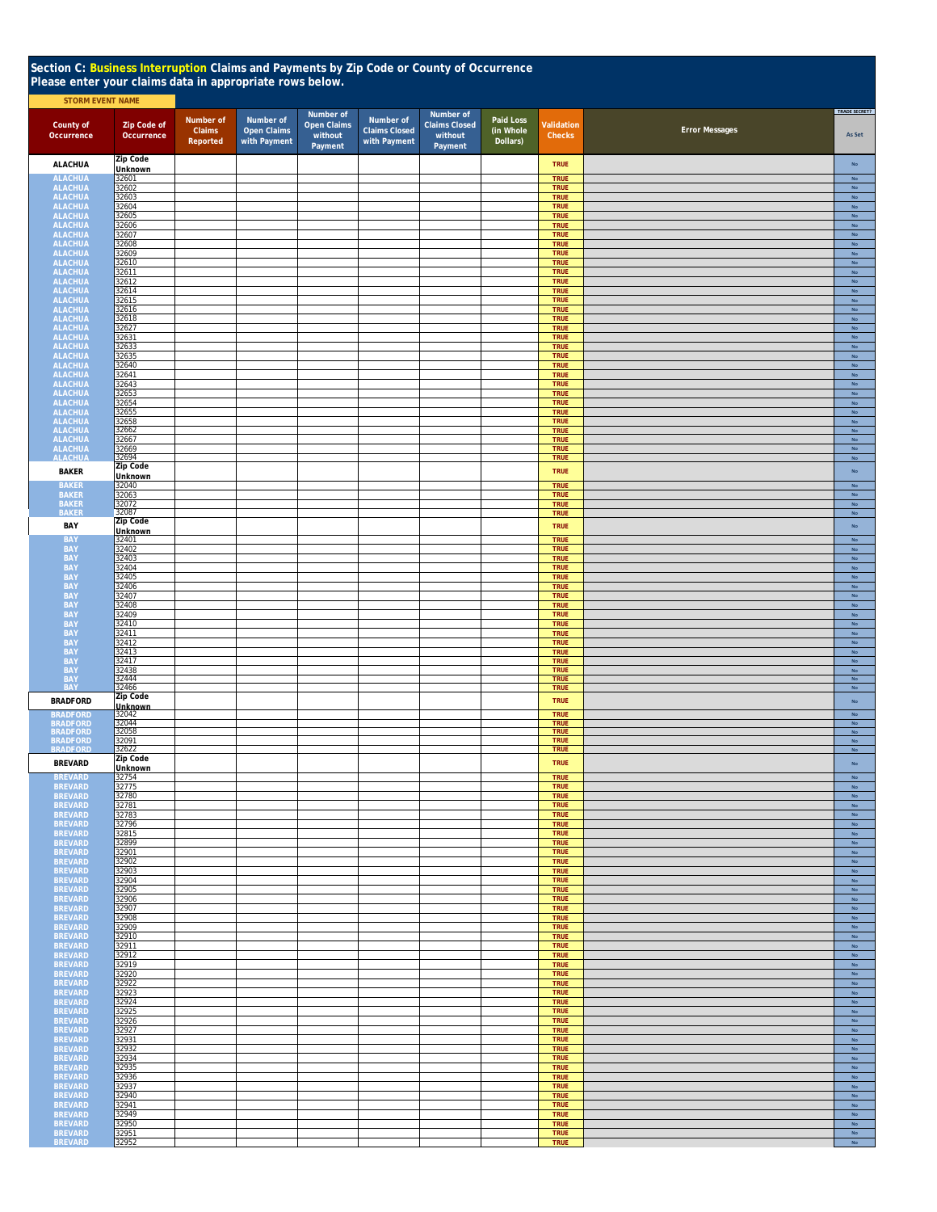## Section C: Business Interruption Claims and Payments by Zip Code or County of Occurrence
**Please enter your claims data in appropriate rows below.**

STORM EVENT NAME

| County of Occurrence | Zip Code of Occurrence | Number of Claims Reported | Number of Open Claims with Payment | Number of Open Claims without Payment | Number of Claims Closed with Payment | Number of Claims Closed without Payment | Paid Loss (in Whole Dollars) | Validation Checks | Error Messages | TRADE SECRET? As Set |
|---|---|---|---|---|---|---|---|---|---|---|
| ALACHUA | Zip Code Unknown | | | | | | | TRUE | | No |
| ALACHUA | 32601 | | | | | | | TRUE | | No |
| ALACHUA | 32602 | | | | | | | TRUE | | No |
| ALACHUA | 32603 | | | | | | | TRUE | | No |
| ALACHUA | 32604 | | | | | | | TRUE | | No |
| ALACHUA | 32605 | | | | | | | TRUE | | No |
| ALACHUA | 32606 | | | | | | | TRUE | | No |
| ALACHUA | 32607 | | | | | | | TRUE | | No |
| ALACHUA | 32608 | | | | | | | TRUE | | No |
| ALACHUA | 32609 | | | | | | | TRUE | | No |
| ALACHUA | 32610 | | | | | | | TRUE | | No |
| ALACHUA | 32611 | | | | | | | TRUE | | No |
| ALACHUA | 32612 | | | | | | | TRUE | | No |
| ALACHUA | 32614 | | | | | | | TRUE | | No |
| ALACHUA | 32615 | | | | | | | TRUE | | No |
| ALACHUA | 32616 | | | | | | | TRUE | | No |
| ALACHUA | 32618 | | | | | | | TRUE | | No |
| ALACHUA | 32627 | | | | | | | TRUE | | No |
| ALACHUA | 32631 | | | | | | | TRUE | | No |
| ALACHUA | 32633 | | | | | | | TRUE | | No |
| ALACHUA | 32635 | | | | | | | TRUE | | No |
| ALACHUA | 32640 | | | | | | | TRUE | | No |
| ALACHUA | 32641 | | | | | | | TRUE | | No |
| ALACHUA | 32643 | | | | | | | TRUE | | No |
| ALACHUA | 32653 | | | | | | | TRUE | | No |
| ALACHUA | 32654 | | | | | | | TRUE | | No |
| ALACHUA | 32655 | | | | | | | TRUE | | No |
| ALACHUA | 32658 | | | | | | | TRUE | | No |
| ALACHUA | 32662 | | | | | | | TRUE | | No |
| ALACHUA | 32667 | | | | | | | TRUE | | No |
| ALACHUA | 32669 | | | | | | | TRUE | | No |
| ALACHUA | 32694 | | | | | | | TRUE | | No |
| BAKER | Zip Code Unknown | | | | | | | TRUE | | No |
| BAKER | 32040 | | | | | | | TRUE | | No |
| BAKER | 32063 | | | | | | | TRUE | | No |
| BAKER | 32072 | | | | | | | TRUE | | No |
| BAKER | 32087 | | | | | | | TRUE | | No |
| BAY | Zip Code Unknown | | | | | | | TRUE | | No |
| BAY | 32401 | | | | | | | TRUE | | No |
| BAY | 32402 | | | | | | | TRUE | | No |
| BAY | 32403 | | | | | | | TRUE | | No |
| BAY | 32404 | | | | | | | TRUE | | No |
| BAY | 32405 | | | | | | | TRUE | | No |
| BAY | 32406 | | | | | | | TRUE | | No |
| BAY | 32407 | | | | | | | TRUE | | No |
| BAY | 32408 | | | | | | | TRUE | | No |
| BAY | 32409 | | | | | | | TRUE | | No |
| BAY | 32410 | | | | | | | TRUE | | No |
| BAY | 32411 | | | | | | | TRUE | | No |
| BAY | 32412 | | | | | | | TRUE | | No |
| BAY | 32413 | | | | | | | TRUE | | No |
| BAY | 32417 | | | | | | | TRUE | | No |
| BAY | 32438 | | | | | | | TRUE | | No |
| BAY | 32444 | | | | | | | TRUE | | No |
| BAY | 32466 | | | | | | | TRUE | | No |
| BRADFORD | Zip Code Unknown | | | | | | | TRUE | | No |
| BRADFORD | 32042 | | | | | | | TRUE | | No |
| BRADFORD | 32044 | | | | | | | TRUE | | No |
| BRADFORD | 32058 | | | | | | | TRUE | | No |
| BRADFORD | 32091 | | | | | | | TRUE | | No |
| BRADFORD | 32622 | | | | | | | TRUE | | No |
| BREVARD | Zip Code Unknown | | | | | | | TRUE | | No |
| BREVARD | 32754 | | | | | | | TRUE | | No |
| BREVARD | 32775 | | | | | | | TRUE | | No |
| BREVARD | 32780 | | | | | | | TRUE | | No |
| BREVARD | 32781 | | | | | | | TRUE | | No |
| BREVARD | 32783 | | | | | | | TRUE | | No |
| BREVARD | 32796 | | | | | | | TRUE | | No |
| BREVARD | 32815 | | | | | | | TRUE | | No |
| BREVARD | 32899 | | | | | | | TRUE | | No |
| BREVARD | 32901 | | | | | | | TRUE | | No |
| BREVARD | 32902 | | | | | | | TRUE | | No |
| BREVARD | 32903 | | | | | | | TRUE | | No |
| BREVARD | 32904 | | | | | | | TRUE | | No |
| BREVARD | 32905 | | | | | | | TRUE | | No |
| BREVARD | 32906 | | | | | | | TRUE | | No |
| BREVARD | 32907 | | | | | | | TRUE | | No |
| BREVARD | 32908 | | | | | | | TRUE | | No |
| BREVARD | 32909 | | | | | | | TRUE | | No |
| BREVARD | 32910 | | | | | | | TRUE | | No |
| BREVARD | 32911 | | | | | | | TRUE | | No |
| BREVARD | 32912 | | | | | | | TRUE | | No |
| BREVARD | 32919 | | | | | | | TRUE | | No |
| BREVARD | 32920 | | | | | | | TRUE | | No |
| BREVARD | 32922 | | | | | | | TRUE | | No |
| BREVARD | 32923 | | | | | | | TRUE | | No |
| BREVARD | 32924 | | | | | | | TRUE | | No |
| BREVARD | 32925 | | | | | | | TRUE | | No |
| BREVARD | 32926 | | | | | | | TRUE | | No |
| BREVARD | 32927 | | | | | | | TRUE | | No |
| BREVARD | 32931 | | | | | | | TRUE | | No |
| BREVARD | 32932 | | | | | | | TRUE | | No |
| BREVARD | 32934 | | | | | | | TRUE | | No |
| BREVARD | 32935 | | | | | | | TRUE | | No |
| BREVARD | 32936 | | | | | | | TRUE | | No |
| BREVARD | 32937 | | | | | | | TRUE | | No |
| BREVARD | 32940 | | | | | | | TRUE | | No |
| BREVARD | 32941 | | | | | | | TRUE | | No |
| BREVARD | 32949 | | | | | | | TRUE | | No |
| BREVARD | 32950 | | | | | | | TRUE | | No |
| BREVARD | 32951 | | | | | | | TRUE | | No |
| BREVARD | 32952 | | | | | | | TRUE | | No |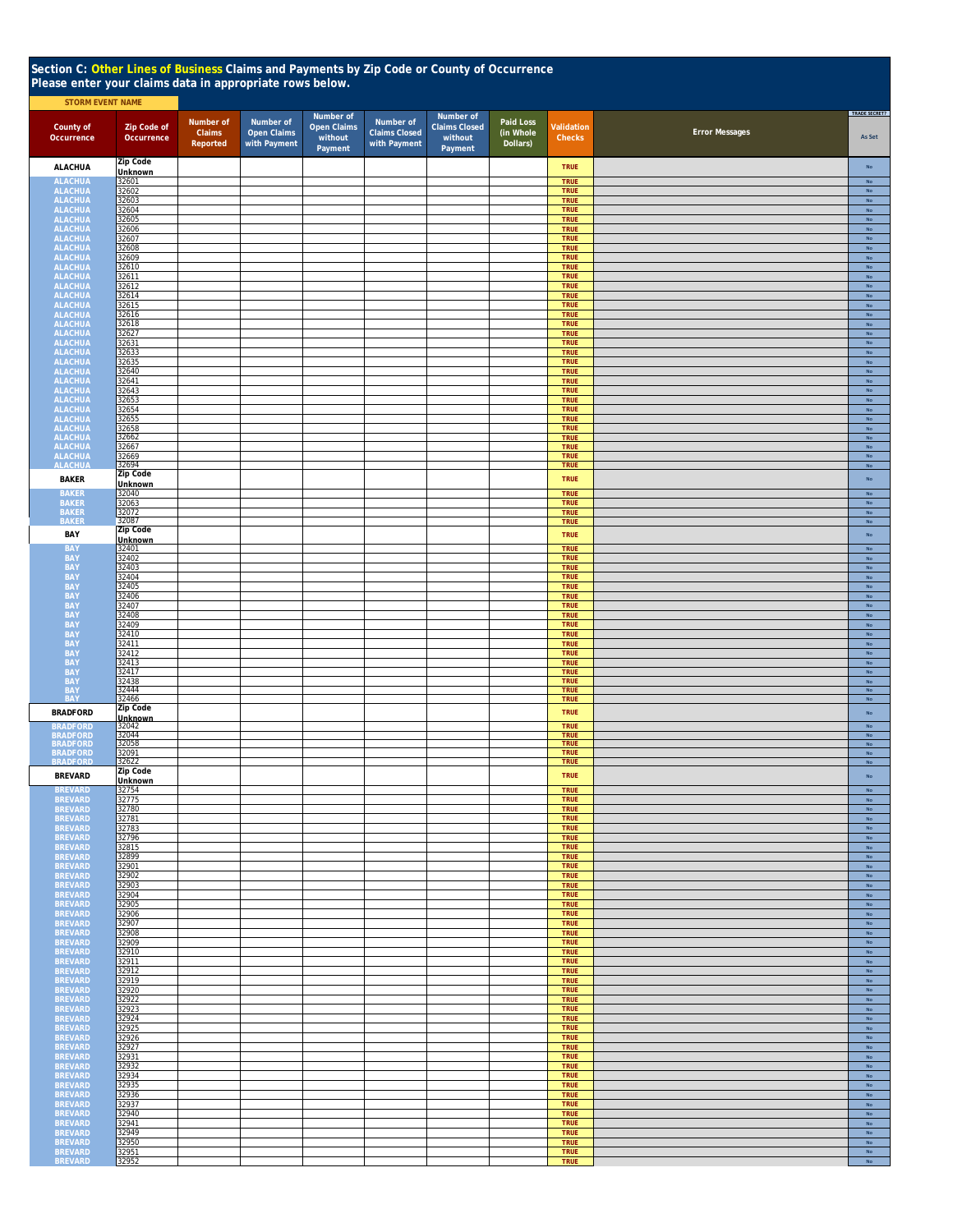## Section C: Other Lines of Business Claims and Payments by Zip Code or County of Occurrence

**Please enter your claims data in appropriate rows below.**

**STORM EVENT NAME**

| County of Occurrence | Zip Code of Occurrence | Number of Claims Reported | Number of Open Claims with Payment | Number of Open Claims without Payment | Number of Claims Closed with Payment | Number of Claims Closed without Payment | Paid Loss (in Whole Dollars) | Validation Checks | Error Messages | TRADE SECRET? As Set |
|---|---|---|---|---|---|---|---|---|---|---|
| ALACHUA | Zip Code Unknown | | | | | | | TRUE | | No |
| ALACHUA | 32601 | | | | | | | TRUE | | No |
| ALACHUA | 32602 | | | | | | | TRUE | | No |
| ALACHUA | 32603 | | | | | | | TRUE | | No |
| ALACHUA | 32604 | | | | | | | TRUE | | No |
| ALACHUA | 32605 | | | | | | | TRUE | | No |
| ALACHUA | 32606 | | | | | | | TRUE | | No |
| ALACHUA | 32607 | | | | | | | TRUE | | No |
| ALACHUA | 32608 | | | | | | | TRUE | | No |
| ALACHUA | 32609 | | | | | | | TRUE | | No |
| ALACHUA | 32610 | | | | | | | TRUE | | No |
| ALACHUA | 32611 | | | | | | | TRUE | | No |
| ALACHUA | 32612 | | | | | | | TRUE | | No |
| ALACHUA | 32614 | | | | | | | TRUE | | No |
| ALACHUA | 32615 | | | | | | | TRUE | | No |
| ALACHUA | 32616 | | | | | | | TRUE | | No |
| ALACHUA | 32618 | | | | | | | TRUE | | No |
| ALACHUA | 32627 | | | | | | | TRUE | | No |
| ALACHUA | 32631 | | | | | | | TRUE | | No |
| ALACHUA | 32633 | | | | | | | TRUE | | No |
| ALACHUA | 32635 | | | | | | | TRUE | | No |
| ALACHUA | 32640 | | | | | | | TRUE | | No |
| ALACHUA | 32641 | | | | | | | TRUE | | No |
| ALACHUA | 32643 | | | | | | | TRUE | | No |
| ALACHUA | 32653 | | | | | | | TRUE | | No |
| ALACHUA | 32654 | | | | | | | TRUE | | No |
| ALACHUA | 32655 | | | | | | | TRUE | | No |
| ALACHUA | 32658 | | | | | | | TRUE | | No |
| ALACHUA | 32662 | | | | | | | TRUE | | No |
| ALACHUA | 32667 | | | | | | | TRUE | | No |
| ALACHUA | 32669 | | | | | | | TRUE | | No |
| ALACHUA | 32694 | | | | | | | TRUE | | No |
| BAKER | Zip Code Unknown | | | | | | | TRUE | | No |
| BAKER | 32040 | | | | | | | TRUE | | No |
| BAKER | 32063 | | | | | | | TRUE | | No |
| BAKER | 32072 | | | | | | | TRUE | | No |
| BAKER | 32087 | | | | | | | TRUE | | No |
| BAY | Zip Code Unknown | | | | | | | TRUE | | No |
| BAY | 32401 | | | | | | | TRUE | | No |
| BAY | 32402 | | | | | | | TRUE | | No |
| BAY | 32403 | | | | | | | TRUE | | No |
| BAY | 32404 | | | | | | | TRUE | | No |
| BAY | 32405 | | | | | | | TRUE | | No |
| BAY | 32406 | | | | | | | TRUE | | No |
| BAY | 32407 | | | | | | | TRUE | | No |
| BAY | 32408 | | | | | | | TRUE | | No |
| BAY | 32409 | | | | | | | TRUE | | No |
| BAY | 32410 | | | | | | | TRUE | | No |
| BAY | 32411 | | | | | | | TRUE | | No |
| BAY | 32412 | | | | | | | TRUE | | No |
| BAY | 32413 | | | | | | | TRUE | | No |
| BAY | 32417 | | | | | | | TRUE | | No |
| BAY | 32438 | | | | | | | TRUE | | No |
| BAY | 32444 | | | | | | | TRUE | | No |
| BAY | 32466 | | | | | | | TRUE | | No |
| BRADFORD | Zip Code Unknown | | | | | | | TRUE | | No |
| BRADFORD | 32042 | | | | | | | TRUE | | No |
| BRADFORD | 32044 | | | | | | | TRUE | | No |
| BRADFORD | 32058 | | | | | | | TRUE | | No |
| BRADFORD | 32091 | | | | | | | TRUE | | No |
| BRADFORD | 32622 | | | | | | | TRUE | | No |
| BREVARD | Zip Code Unknown | | | | | | | TRUE | | No |
| BREVARD | 32754 | | | | | | | TRUE | | No |
| BREVARD | 32775 | | | | | | | TRUE | | No |
| BREVARD | 32780 | | | | | | | TRUE | | No |
| BREVARD | 32781 | | | | | | | TRUE | | No |
| BREVARD | 32783 | | | | | | | TRUE | | No |
| BREVARD | 32796 | | | | | | | TRUE | | No |
| BREVARD | 32815 | | | | | | | TRUE | | No |
| BREVARD | 32899 | | | | | | | TRUE | | No |
| BREVARD | 32901 | | | | | | | TRUE | | No |
| BREVARD | 32902 | | | | | | | TRUE | | No |
| BREVARD | 32903 | | | | | | | TRUE | | No |
| BREVARD | 32904 | | | | | | | TRUE | | No |
| BREVARD | 32905 | | | | | | | TRUE | | No |
| BREVARD | 32906 | | | | | | | TRUE | | No |
| BREVARD | 32907 | | | | | | | TRUE | | No |
| BREVARD | 32908 | | | | | | | TRUE | | No |
| BREVARD | 32909 | | | | | | | TRUE | | No |
| BREVARD | 32910 | | | | | | | TRUE | | No |
| BREVARD | 32911 | | | | | | | TRUE | | No |
| BREVARD | 32912 | | | | | | | TRUE | | No |
| BREVARD | 32919 | | | | | | | TRUE | | No |
| BREVARD | 32920 | | | | | | | TRUE | | No |
| BREVARD | 32922 | | | | | | | TRUE | | No |
| BREVARD | 32923 | | | | | | | TRUE | | No |
| BREVARD | 32924 | | | | | | | TRUE | | No |
| BREVARD | 32925 | | | | | | | TRUE | | No |
| BREVARD | 32926 | | | | | | | TRUE | | No |
| BREVARD | 32927 | | | | | | | TRUE | | No |
| BREVARD | 32931 | | | | | | | TRUE | | No |
| BREVARD | 32932 | | | | | | | TRUE | | No |
| BREVARD | 32934 | | | | | | | TRUE | | No |
| BREVARD | 32935 | | | | | | | TRUE | | No |
| BREVARD | 32936 | | | | | | | TRUE | | No |
| BREVARD | 32937 | | | | | | | TRUE | | No |
| BREVARD | 32940 | | | | | | | TRUE | | No |
| BREVARD | 32941 | | | | | | | TRUE | | No |
| BREVARD | 32949 | | | | | | | TRUE | | No |
| BREVARD | 32950 | | | | | | | TRUE | | No |
| BREVARD | 32951 | | | | | | | TRUE | | No |
| BREVARD | 32952 | | | | | | | TRUE | | No |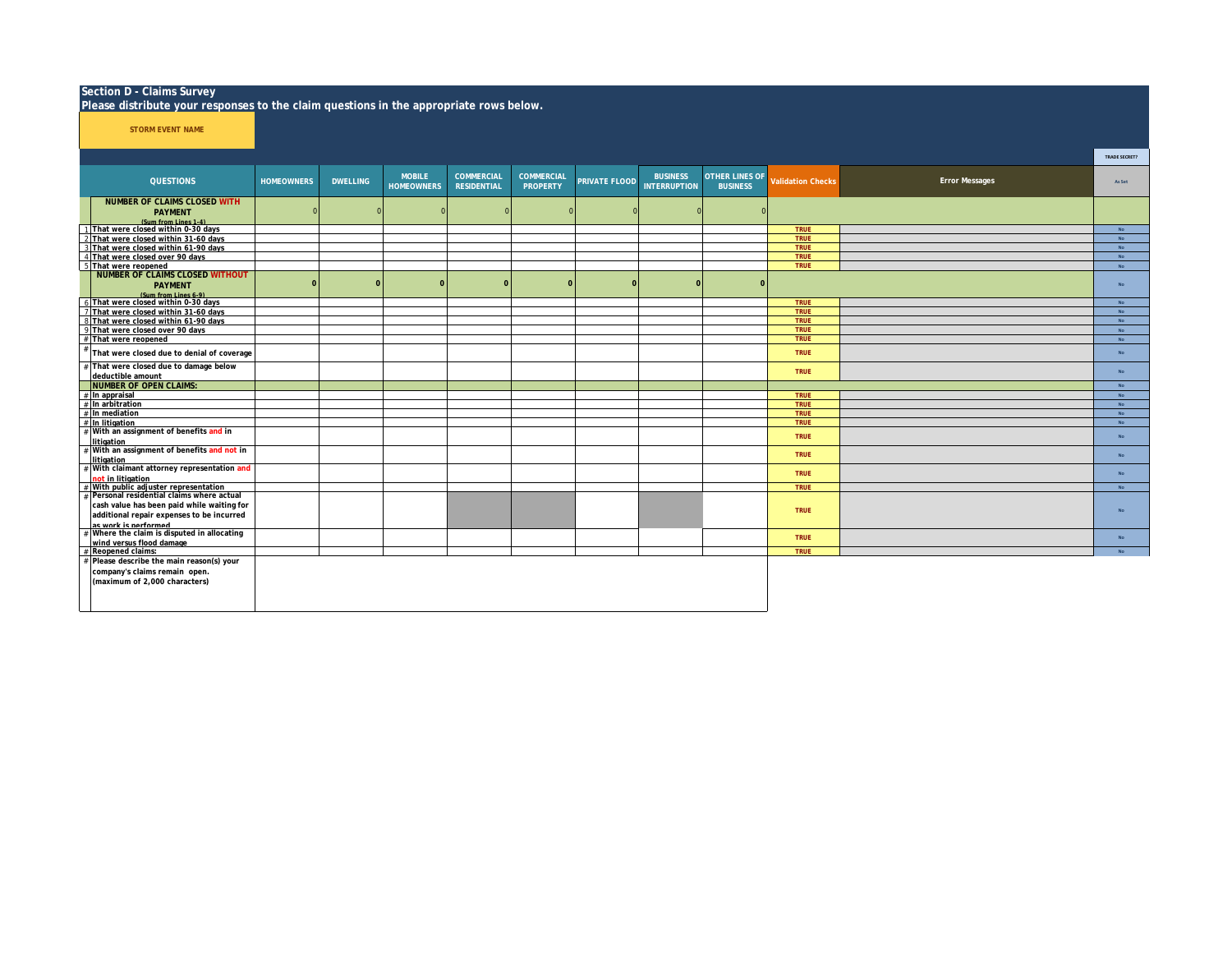## Section D - Claims Survey

**Please distribute your responses to the claim questions in the appropriate rows below.**

**STORM EVENT NAME**

| # | QUESTIONS | HOMEOWNERS | DWELLING | MOBILE HOMEOWNERS | COMMERCIAL RESIDENTIAL | COMMERCIAL PROPERTY | PRIVATE FLOOD | BUSINESS INTERRUPTION | OTHER LINES OF BUSINESS | Validation Checks | Error Messages | TRADE SECRET? As Set |
|---|---|---|---|---|---|---|---|---|---|---|---|---|
| | **NUMBER OF CLAIMS CLOSED WITH PAYMENT** (Sum from Lines 1-4) | 0 | 0 | 0 | 0 | 0 | 0 | 0 | 0 | | | |
| 1 | That were closed within 0-30 days | | | | | | | | | TRUE | | No |
| 2 | That were closed within 31-60 days | | | | | | | | | TRUE | | No |
| 3 | That were closed within 61-90 days | | | | | | | | | TRUE | | No |
| 4 | That were closed over 90 days | | | | | | | | | TRUE | | No |
| 5 | That were reopened | | | | | | | | | TRUE | | No |
| | **NUMBER OF CLAIMS CLOSED WITHOUT PAYMENT** (Sum from Lines 6-9) | 0 | 0 | 0 | 0 | 0 | 0 | 0 | 0 | | | No |
| 6 | That were closed within 0-30 days | | | | | | | | | TRUE | | No |
| 7 | That were closed within 31-60 days | | | | | | | | | TRUE | | No |
| 8 | That were closed within 61-90 days | | | | | | | | | TRUE | | No |
| 9 | That were closed over 90 days | | | | | | | | | TRUE | | No |
| # | That were reopened | | | | | | | | | TRUE | | No |
| # | That were closed due to denial of coverage | | | | | | | | | TRUE | | No |
| # | That were closed due to damage below deductible amount | | | | | | | | | TRUE | | No |
| | **NUMBER OF OPEN CLAIMS:** | | | | | | | | | | | No |
| # | In appraisal | | | | | | | | | TRUE | | No |
| # | In arbitration | | | | | | | | | TRUE | | No |
| # | In mediation | | | | | | | | | TRUE | | No |
| # | In litigation | | | | | | | | | TRUE | | No |
| # | With an assignment of benefits and in litigation | | | | | | | | | TRUE | | No |
| # | With an assignment of benefits and not in litigation | | | | | | | | | TRUE | | No |
| # | With claimant attorney representation and not in litigation | | | | | | | | | TRUE | | No |
| # | With public adjuster representation | | | | | | | | | TRUE | | No |
| # | Personal residential claims where actual cash value has been paid while waiting for additional repair expenses to be incurred as work is performed | | | | | | | | | TRUE | | No |
| # | Where the claim is disputed in allocating wind versus flood damage | | | | | | | | | TRUE | | No |
| # | Reopened claims: | | | | | | | | | TRUE | | No |
| # | Please describe the main reason(s) your company's claims remain open. (maximum of 2,000 characters) | | | | | | | | | | | |